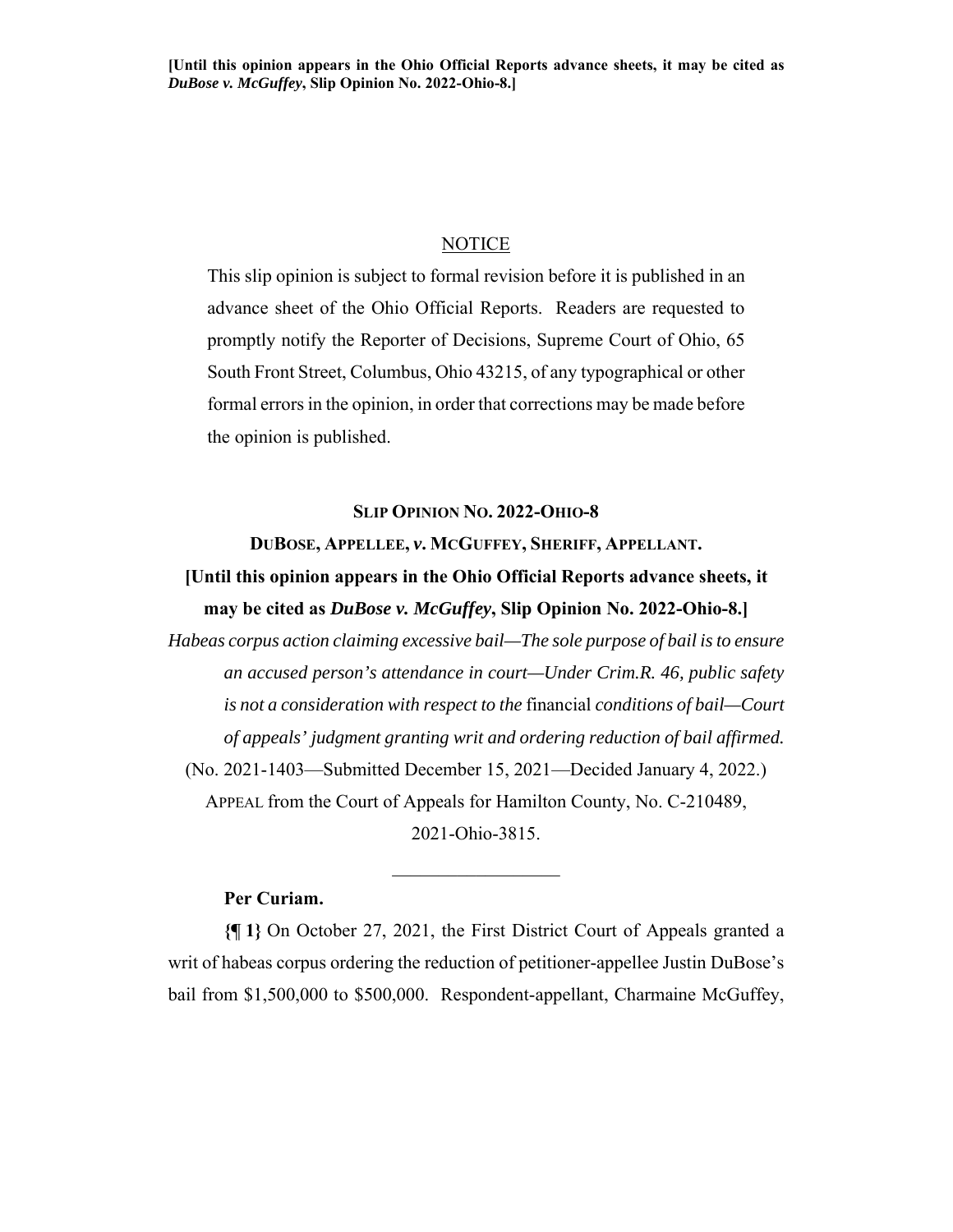[Until this opinion appears in the Ohio Official Reports advance sheets, it may be cited as *DuBose v. McGuffey*, Slip Opinion No. 2022-Ohio-8.]

## NOTICE

This slip opinion is subject to formal revision before it is published in an advance sheet of the Ohio Official Reports. Readers are requested to promptly notify the Reporter of Decisions, Supreme Court of Ohio, 65 South Front Street, Columbus, Ohio 43215, of any typographical or other formal errors in the opinion, in order that corrections may be made before the opinion is published.

## SLIP OPINION NO. 2022-OHIO-8

**DUBOSE, APPELLEE, *v.* MCGUFFEY, SHERIFF, APPELLANT.**

**[Until this opinion appears in the Ohio Official Reports advance sheets, it may be cited as *DuBose v. McGuffey*, Slip Opinion No. 2022-Ohio-8.]**

*Habeas corpus action claiming excessive bail—The sole purpose of bail is to ensure an accused person's attendance in court—Under Crim.R. 46, public safety is not a consideration with respect to the* financial *conditions of bail—Court of appeals' judgment granting writ and ordering reduction of bail affirmed.*

(No. 2021-1403—Submitted December 15, 2021—Decided January 4, 2022.)

APPEAL from the Court of Appeals for Hamilton County, No. C-210489, 2021-Ohio-3815.

---

**Per Curiam.**

**{¶ 1}** On October 27, 2021, the First District Court of Appeals granted a writ of habeas corpus ordering the reduction of petitioner-appellee Justin DuBose's bail from $1,500,000 to $500,000. Respondent-appellant, Charmaine McGuffey,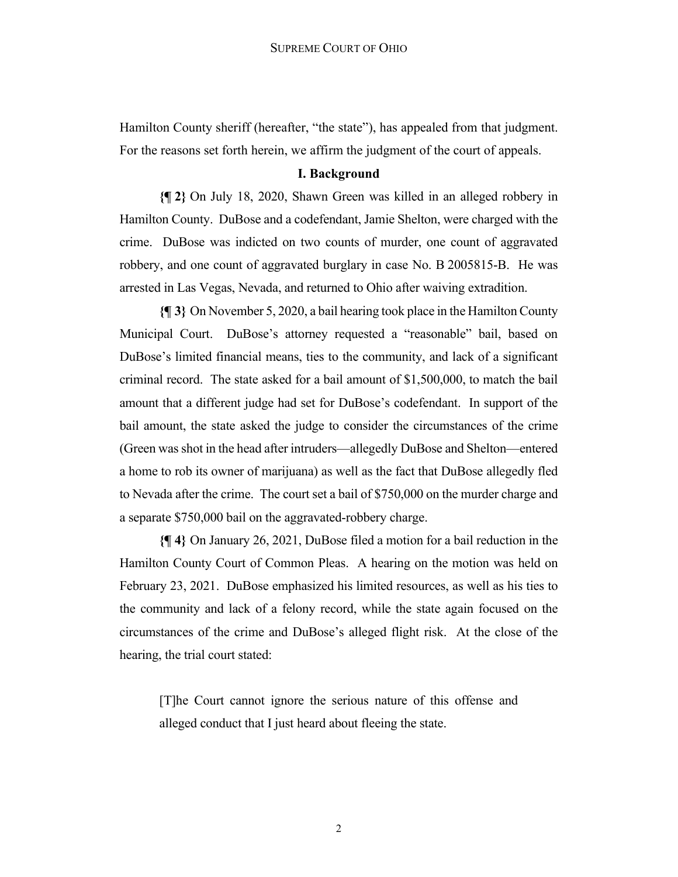Hamilton County sheriff (hereafter, "the state"), has appealed from that judgment. For the reasons set forth herein, we affirm the judgment of the court of appeals.

## I. Background

**{¶ 2}** On July 18, 2020, Shawn Green was killed in an alleged robbery in Hamilton County. DuBose and a codefendant, Jamie Shelton, were charged with the crime. DuBose was indicted on two counts of murder, one count of aggravated robbery, and one count of aggravated burglary in case No. B 2005815-B. He was arrested in Las Vegas, Nevada, and returned to Ohio after waiving extradition.

**{¶ 3}** On November 5, 2020, a bail hearing took place in the Hamilton County Municipal Court. DuBose's attorney requested a "reasonable" bail, based on DuBose's limited financial means, ties to the community, and lack of a significant criminal record. The state asked for a bail amount of $1,500,000, to match the bail amount that a different judge had set for DuBose's codefendant. In support of the bail amount, the state asked the judge to consider the circumstances of the crime (Green was shot in the head after intruders—allegedly DuBose and Shelton—entered a home to rob its owner of marijuana) as well as the fact that DuBose allegedly fled to Nevada after the crime. The court set a bail of $750,000 on the murder charge and a separate $750,000 bail on the aggravated-robbery charge.

**{¶ 4}** On January 26, 2021, DuBose filed a motion for a bail reduction in the Hamilton County Court of Common Pleas. A hearing on the motion was held on February 23, 2021. DuBose emphasized his limited resources, as well as his ties to the community and lack of a felony record, while the state again focused on the circumstances of the crime and DuBose's alleged flight risk. At the close of the hearing, the trial court stated:

> [T]he Court cannot ignore the serious nature of this offense and alleged conduct that I just heard about fleeing the state.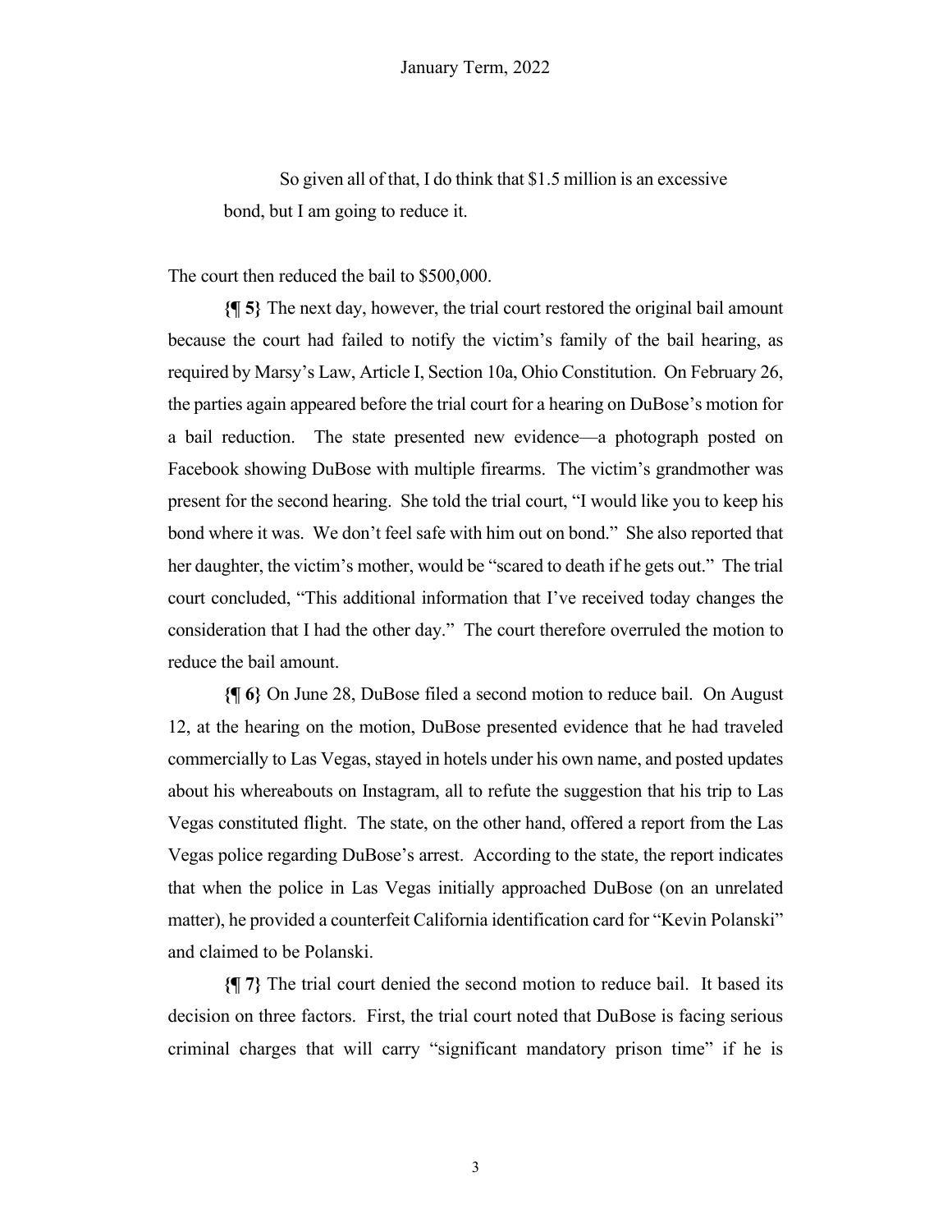So given all of that, I do think that $1.5 million is an excessive bond, but I am going to reduce it.

The court then reduced the bail to $500,000.

**{¶ 5}** The next day, however, the trial court restored the original bail amount because the court had failed to notify the victim's family of the bail hearing, as required by Marsy's Law, Article I, Section 10a, Ohio Constitution. On February 26, the parties again appeared before the trial court for a hearing on DuBose's motion for a bail reduction. The state presented new evidence—a photograph posted on Facebook showing DuBose with multiple firearms. The victim's grandmother was present for the second hearing. She told the trial court, "I would like you to keep his bond where it was. We don't feel safe with him out on bond." She also reported that her daughter, the victim's mother, would be "scared to death if he gets out." The trial court concluded, "This additional information that I've received today changes the consideration that I had the other day." The court therefore overruled the motion to reduce the bail amount.

**{¶ 6}** On June 28, DuBose filed a second motion to reduce bail. On August 12, at the hearing on the motion, DuBose presented evidence that he had traveled commercially to Las Vegas, stayed in hotels under his own name, and posted updates about his whereabouts on Instagram, all to refute the suggestion that his trip to Las Vegas constituted flight. The state, on the other hand, offered a report from the Las Vegas police regarding DuBose's arrest. According to the state, the report indicates that when the police in Las Vegas initially approached DuBose (on an unrelated matter), he provided a counterfeit California identification card for "Kevin Polanski" and claimed to be Polanski.

**{¶ 7}** The trial court denied the second motion to reduce bail. It based its decision on three factors. First, the trial court noted that DuBose is facing serious criminal charges that will carry "significant mandatory prison time" if he is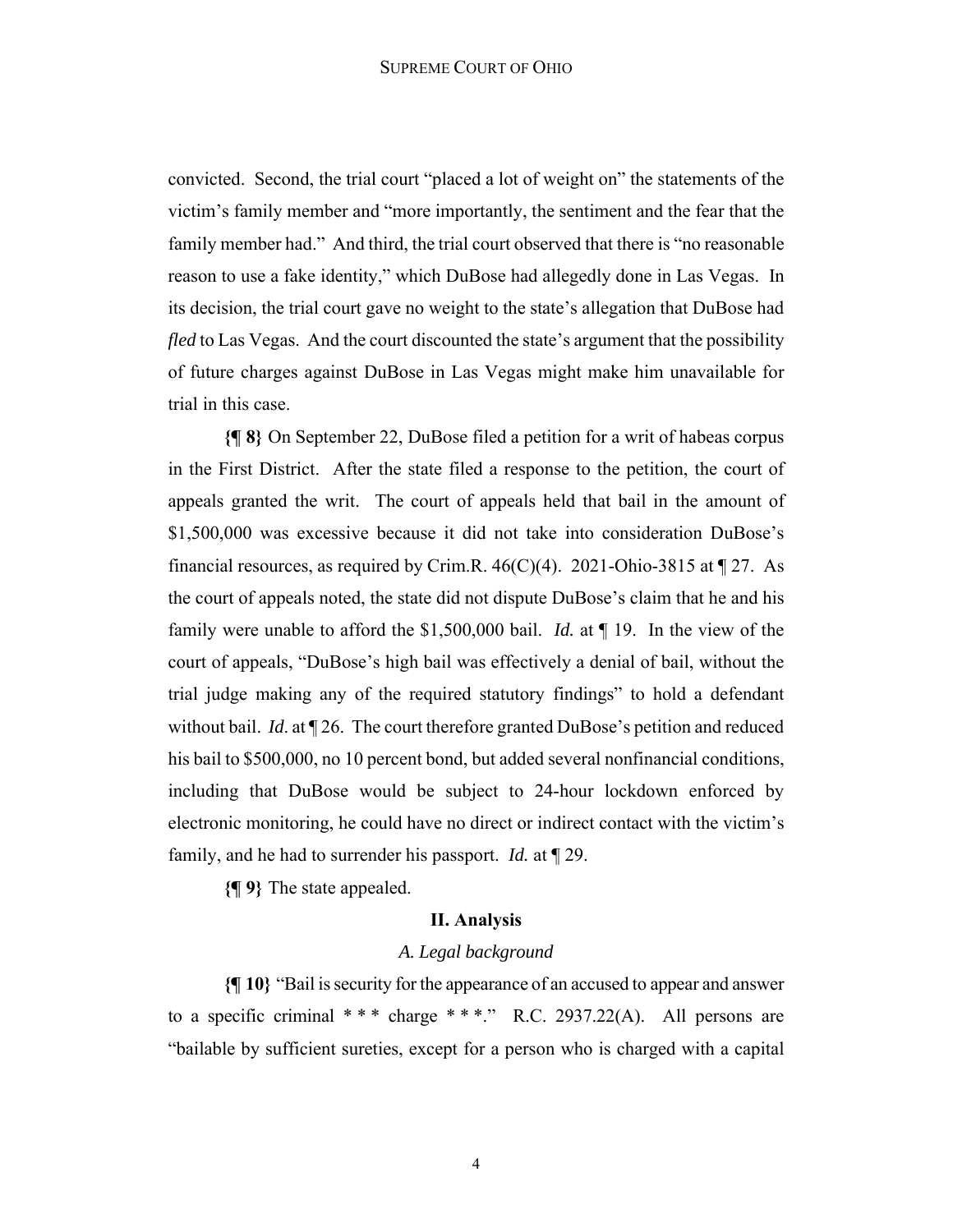convicted. Second, the trial court "placed a lot of weight on" the statements of the victim's family member and "more importantly, the sentiment and the fear that the family member had." And third, the trial court observed that there is "no reasonable reason to use a fake identity," which DuBose had allegedly done in Las Vegas. In its decision, the trial court gave no weight to the state's allegation that DuBose had *fled* to Las Vegas. And the court discounted the state's argument that the possibility of future charges against DuBose in Las Vegas might make him unavailable for trial in this case.

**{¶ 8}** On September 22, DuBose filed a petition for a writ of habeas corpus in the First District. After the state filed a response to the petition, the court of appeals granted the writ. The court of appeals held that bail in the amount of $1,500,000 was excessive because it did not take into consideration DuBose's financial resources, as required by Crim.R. 46(C)(4). 2021-Ohio-3815 at ¶ 27. As the court of appeals noted, the state did not dispute DuBose's claim that he and his family were unable to afford the $1,500,000 bail. *Id.* at ¶ 19. In the view of the court of appeals, "DuBose's high bail was effectively a denial of bail, without the trial judge making any of the required statutory findings" to hold a defendant without bail. *Id*. at ¶ 26. The court therefore granted DuBose's petition and reduced his bail to $500,000, no 10 percent bond, but added several nonfinancial conditions, including that DuBose would be subject to 24-hour lockdown enforced by electronic monitoring, he could have no direct or indirect contact with the victim's family, and he had to surrender his passport. *Id.* at ¶ 29.

**{¶ 9}** The state appealed.

## II. Analysis

### *A. Legal background*

**{¶ 10}** "Bail is security for the appearance of an accused to appear and answer to a specific criminal * * * charge * * *." R.C. 2937.22(A). All persons are "bailable by sufficient sureties, except for a person who is charged with a capital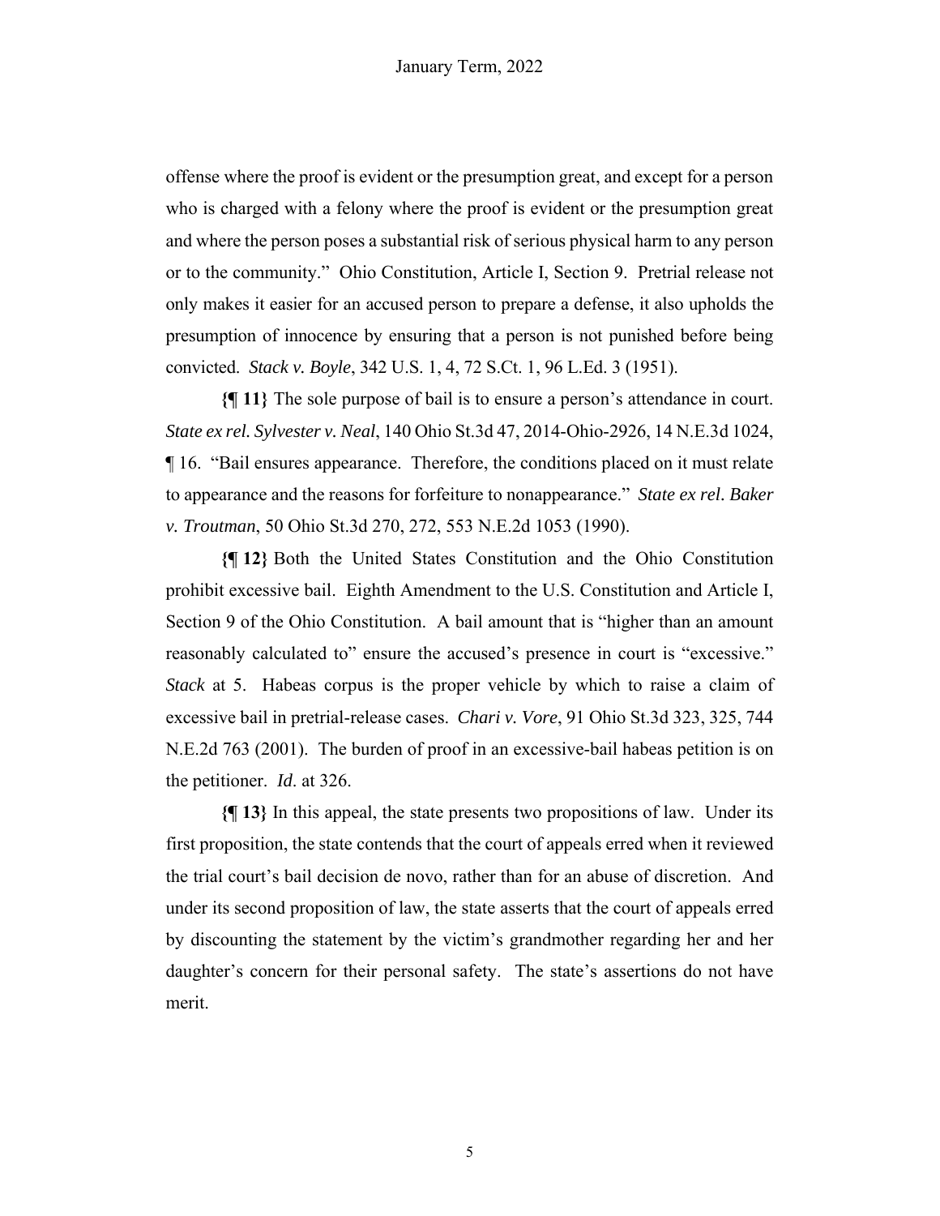offense where the proof is evident or the presumption great, and except for a person who is charged with a felony where the proof is evident or the presumption great and where the person poses a substantial risk of serious physical harm to any person or to the community." Ohio Constitution, Article I, Section 9. Pretrial release not only makes it easier for an accused person to prepare a defense, it also upholds the presumption of innocence by ensuring that a person is not punished before being convicted. *Stack v. Boyle*, 342 U.S. 1, 4, 72 S.Ct. 1, 96 L.Ed. 3 (1951).

**{¶ 11}** The sole purpose of bail is to ensure a person's attendance in court. *State ex rel. Sylvester v. Neal*, 140 Ohio St.3d 47, 2014-Ohio-2926, 14 N.E.3d 1024, ¶ 16. "Bail ensures appearance. Therefore, the conditions placed on it must relate to appearance and the reasons for forfeiture to nonappearance." *State ex rel. Baker v. Troutman*, 50 Ohio St.3d 270, 272, 553 N.E.2d 1053 (1990).

**{¶ 12}** Both the United States Constitution and the Ohio Constitution prohibit excessive bail. Eighth Amendment to the U.S. Constitution and Article I, Section 9 of the Ohio Constitution. A bail amount that is "higher than an amount reasonably calculated to" ensure the accused's presence in court is "excessive." *Stack* at 5. Habeas corpus is the proper vehicle by which to raise a claim of excessive bail in pretrial-release cases. *Chari v. Vore*, 91 Ohio St.3d 323, 325, 744 N.E.2d 763 (2001). The burden of proof in an excessive-bail habeas petition is on the petitioner. *Id*. at 326.

**{¶ 13}** In this appeal, the state presents two propositions of law. Under its first proposition, the state contends that the court of appeals erred when it reviewed the trial court's bail decision de novo, rather than for an abuse of discretion. And under its second proposition of law, the state asserts that the court of appeals erred by discounting the statement by the victim's grandmother regarding her and her daughter's concern for their personal safety. The state's assertions do not have merit.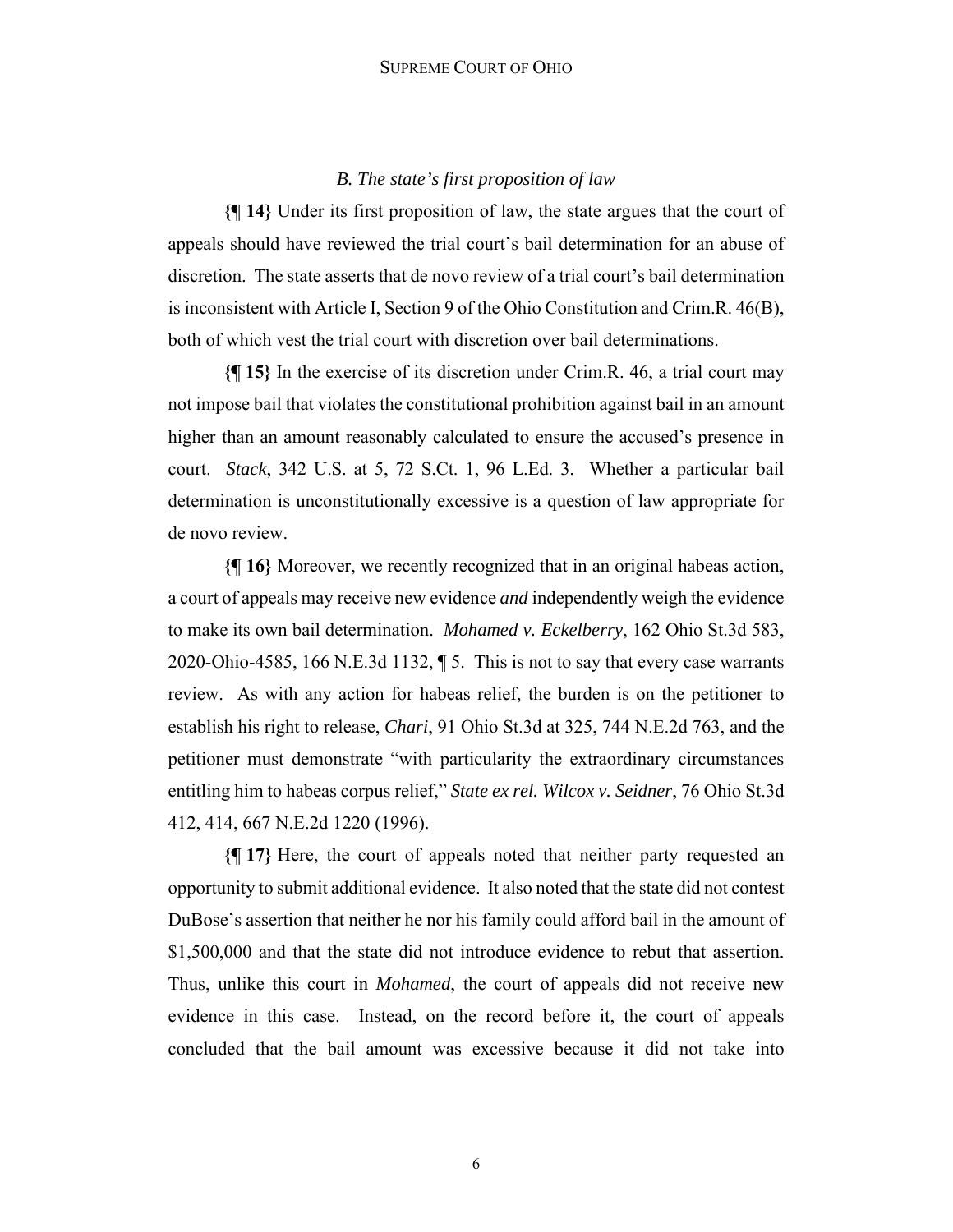### *B. The state's first proposition of law*

**{¶ 14}** Under its first proposition of law, the state argues that the court of appeals should have reviewed the trial court's bail determination for an abuse of discretion. The state asserts that de novo review of a trial court's bail determination is inconsistent with Article I, Section 9 of the Ohio Constitution and Crim.R. 46(B), both of which vest the trial court with discretion over bail determinations.

**{¶ 15}** In the exercise of its discretion under Crim.R. 46, a trial court may not impose bail that violates the constitutional prohibition against bail in an amount higher than an amount reasonably calculated to ensure the accused's presence in court. *Stack*, 342 U.S. at 5, 72 S.Ct. 1, 96 L.Ed. 3. Whether a particular bail determination is unconstitutionally excessive is a question of law appropriate for de novo review.

**{¶ 16}** Moreover, we recently recognized that in an original habeas action, a court of appeals may receive new evidence *and* independently weigh the evidence to make its own bail determination. *Mohamed v. Eckelberry*, 162 Ohio St.3d 583, 2020-Ohio-4585, 166 N.E.3d 1132, ¶ 5. This is not to say that every case warrants review. As with any action for habeas relief, the burden is on the petitioner to establish his right to release, *Chari*, 91 Ohio St.3d at 325, 744 N.E.2d 763, and the petitioner must demonstrate "with particularity the extraordinary circumstances entitling him to habeas corpus relief," *State ex rel. Wilcox v. Seidner*, 76 Ohio St.3d 412, 414, 667 N.E.2d 1220 (1996).

**{¶ 17}** Here, the court of appeals noted that neither party requested an opportunity to submit additional evidence. It also noted that the state did not contest DuBose's assertion that neither he nor his family could afford bail in the amount of \$1,500,000 and that the state did not introduce evidence to rebut that assertion. Thus, unlike this court in *Mohamed*, the court of appeals did not receive new evidence in this case. Instead, on the record before it, the court of appeals concluded that the bail amount was excessive because it did not take into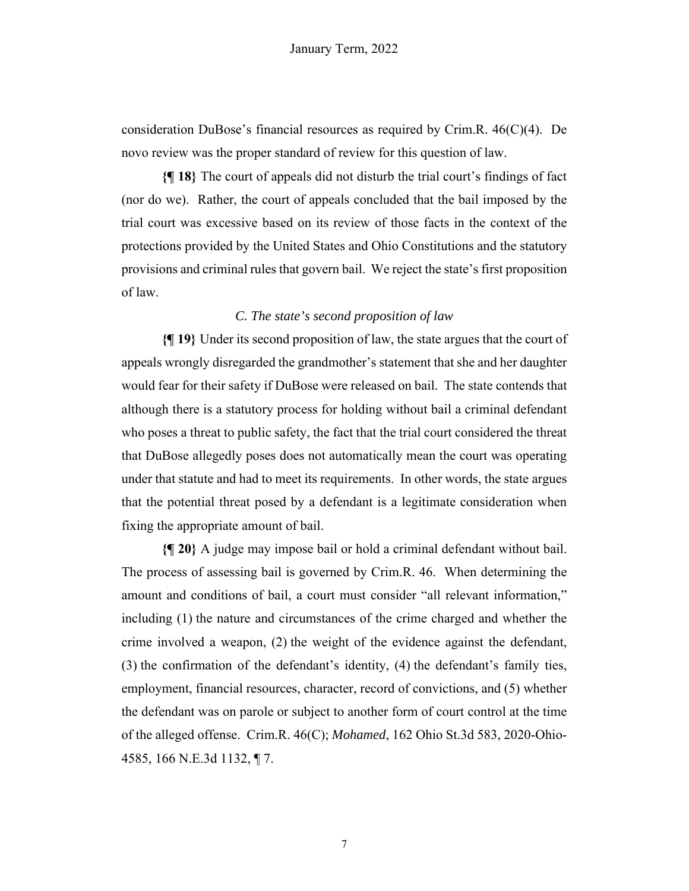consideration DuBose's financial resources as required by Crim.R. 46(C)(4). De novo review was the proper standard of review for this question of law.

**{¶ 18}** The court of appeals did not disturb the trial court's findings of fact (nor do we). Rather, the court of appeals concluded that the bail imposed by the trial court was excessive based on its review of those facts in the context of the protections provided by the United States and Ohio Constitutions and the statutory provisions and criminal rules that govern bail. We reject the state's first proposition of law.

### *C. The state's second proposition of law*

**{¶ 19}** Under its second proposition of law, the state argues that the court of appeals wrongly disregarded the grandmother's statement that she and her daughter would fear for their safety if DuBose were released on bail. The state contends that although there is a statutory process for holding without bail a criminal defendant who poses a threat to public safety, the fact that the trial court considered the threat that DuBose allegedly poses does not automatically mean the court was operating under that statute and had to meet its requirements. In other words, the state argues that the potential threat posed by a defendant is a legitimate consideration when fixing the appropriate amount of bail.

**{¶ 20}** A judge may impose bail or hold a criminal defendant without bail. The process of assessing bail is governed by Crim.R. 46. When determining the amount and conditions of bail, a court must consider "all relevant information," including (1) the nature and circumstances of the crime charged and whether the crime involved a weapon, (2) the weight of the evidence against the defendant, (3) the confirmation of the defendant's identity, (4) the defendant's family ties, employment, financial resources, character, record of convictions, and (5) whether the defendant was on parole or subject to another form of court control at the time of the alleged offense. Crim.R. 46(C); *Mohamed*, 162 Ohio St.3d 583, 2020-Ohio-4585, 166 N.E.3d 1132, ¶ 7.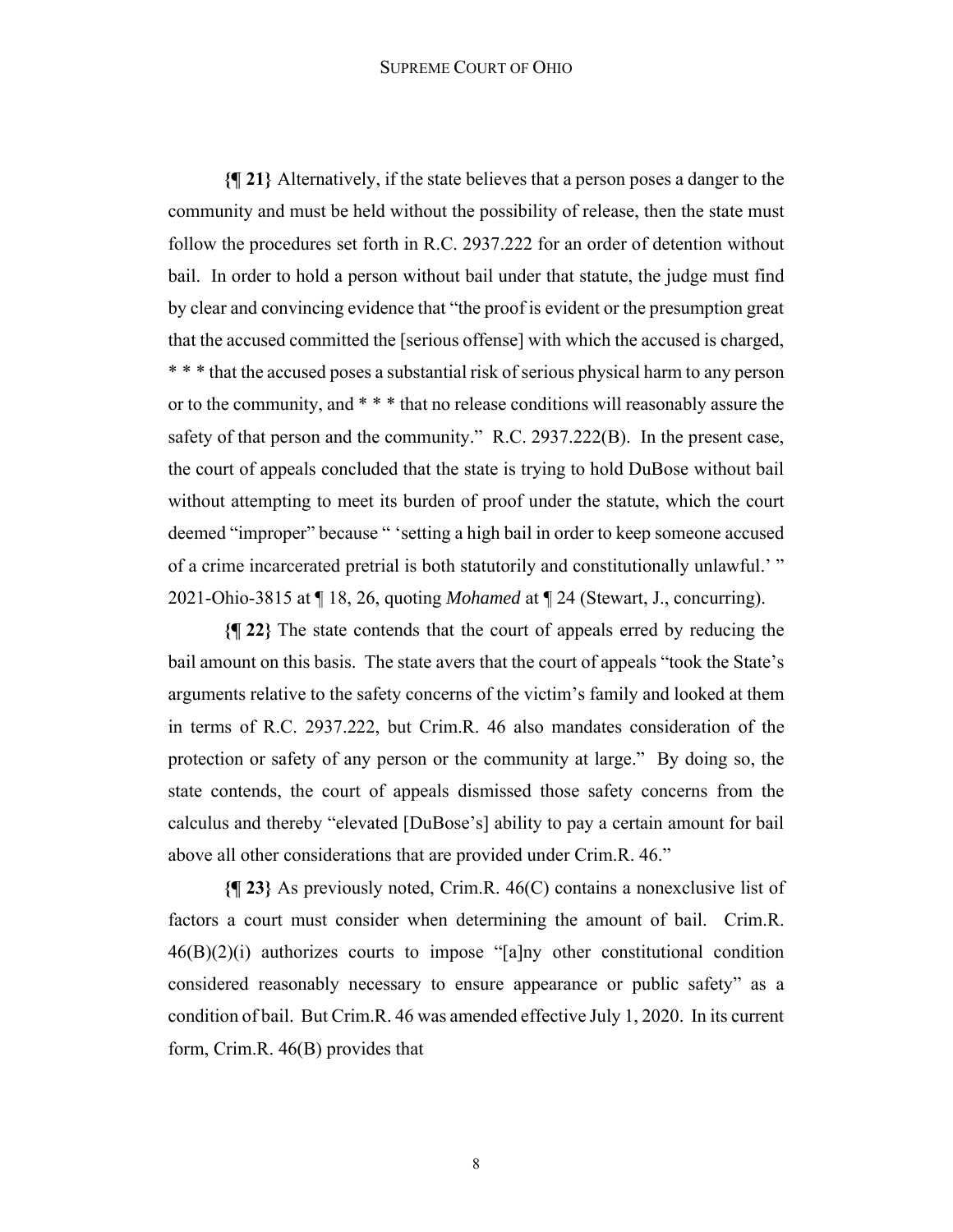**{¶ 21}** Alternatively, if the state believes that a person poses a danger to the community and must be held without the possibility of release, then the state must follow the procedures set forth in R.C. 2937.222 for an order of detention without bail. In order to hold a person without bail under that statute, the judge must find by clear and convincing evidence that "the proof is evident or the presumption great that the accused committed the [serious offense] with which the accused is charged, * * * that the accused poses a substantial risk of serious physical harm to any person or to the community, and * * * that no release conditions will reasonably assure the safety of that person and the community." R.C. 2937.222(B). In the present case, the court of appeals concluded that the state is trying to hold DuBose without bail without attempting to meet its burden of proof under the statute, which the court deemed "improper" because " 'setting a high bail in order to keep someone accused of a crime incarcerated pretrial is both statutorily and constitutionally unlawful.' " 2021-Ohio-3815 at ¶ 18, 26, quoting *Mohamed* at ¶ 24 (Stewart, J., concurring).

**{¶ 22}** The state contends that the court of appeals erred by reducing the bail amount on this basis. The state avers that the court of appeals "took the State's arguments relative to the safety concerns of the victim's family and looked at them in terms of R.C. 2937.222, but Crim.R. 46 also mandates consideration of the protection or safety of any person or the community at large." By doing so, the state contends, the court of appeals dismissed those safety concerns from the calculus and thereby "elevated [DuBose's] ability to pay a certain amount for bail above all other considerations that are provided under Crim.R. 46."

**{¶ 23}** As previously noted, Crim.R. 46(C) contains a nonexclusive list of factors a court must consider when determining the amount of bail. Crim.R. 46(B)(2)(i) authorizes courts to impose "[a]ny other constitutional condition considered reasonably necessary to ensure appearance or public safety" as a condition of bail. But Crim.R. 46 was amended effective July 1, 2020. In its current form, Crim.R. 46(B) provides that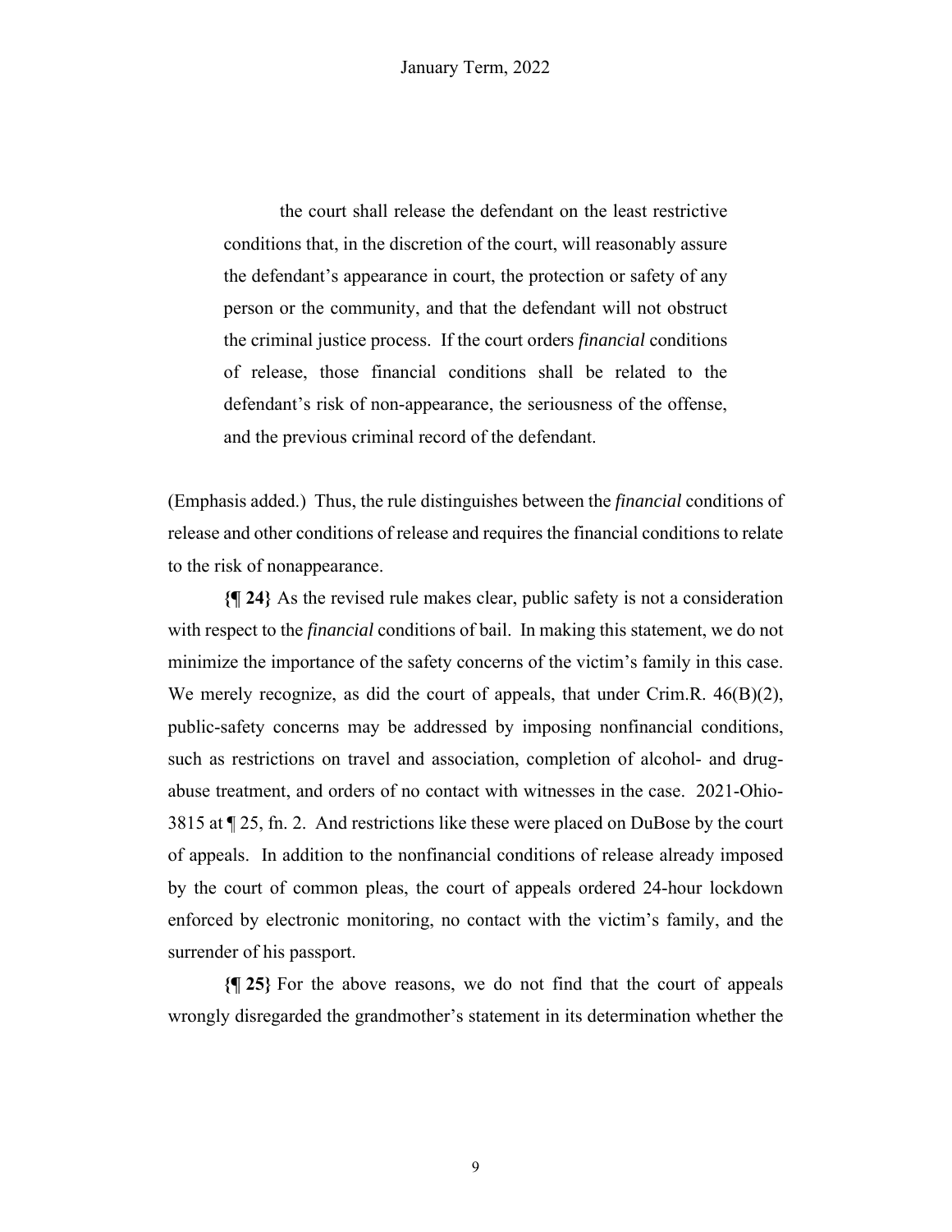> the court shall release the defendant on the least restrictive conditions that, in the discretion of the court, will reasonably assure the defendant's appearance in court, the protection or safety of any person or the community, and that the defendant will not obstruct the criminal justice process. If the court orders *financial* conditions of release, those financial conditions shall be related to the defendant's risk of non-appearance, the seriousness of the offense, and the previous criminal record of the defendant.

(Emphasis added.) Thus, the rule distinguishes between the *financial* conditions of release and other conditions of release and requires the financial conditions to relate to the risk of nonappearance.

**{¶ 24}** As the revised rule makes clear, public safety is not a consideration with respect to the *financial* conditions of bail. In making this statement, we do not minimize the importance of the safety concerns of the victim's family in this case. We merely recognize, as did the court of appeals, that under Crim.R. 46(B)(2), public-safety concerns may be addressed by imposing nonfinancial conditions, such as restrictions on travel and association, completion of alcohol- and drug-abuse treatment, and orders of no contact with witnesses in the case. 2021-Ohio-3815 at ¶ 25, fn. 2. And restrictions like these were placed on DuBose by the court of appeals. In addition to the nonfinancial conditions of release already imposed by the court of common pleas, the court of appeals ordered 24-hour lockdown enforced by electronic monitoring, no contact with the victim's family, and the surrender of his passport.

**{¶ 25}** For the above reasons, we do not find that the court of appeals wrongly disregarded the grandmother's statement in its determination whether the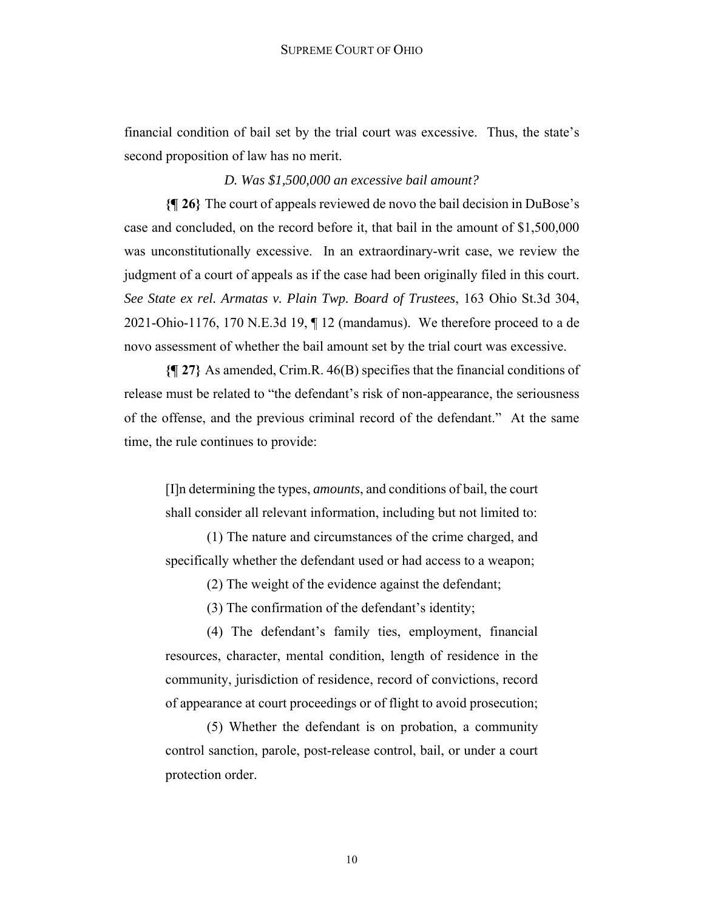financial condition of bail set by the trial court was excessive. Thus, the state's second proposition of law has no merit.

### *D. Was $1,500,000 an excessive bail amount?*

**{¶ 26}** The court of appeals reviewed de novo the bail decision in DuBose's case and concluded, on the record before it, that bail in the amount of $1,500,000 was unconstitutionally excessive. In an extraordinary-writ case, we review the judgment of a court of appeals as if the case had been originally filed in this court. *See State ex rel. Armatas v. Plain Twp. Board of Trustees*, 163 Ohio St.3d 304, 2021-Ohio-1176, 170 N.E.3d 19, ¶ 12 (mandamus). We therefore proceed to a de novo assessment of whether the bail amount set by the trial court was excessive.

**{¶ 27}** As amended, Crim.R. 46(B) specifies that the financial conditions of release must be related to "the defendant's risk of non-appearance, the seriousness of the offense, and the previous criminal record of the defendant." At the same time, the rule continues to provide:

> [I]n determining the types, *amounts*, and conditions of bail, the court shall consider all relevant information, including but not limited to:
>
> (1) The nature and circumstances of the crime charged, and specifically whether the defendant used or had access to a weapon;
>
> (2) The weight of the evidence against the defendant;
>
> (3) The confirmation of the defendant's identity;
>
> (4) The defendant's family ties, employment, financial resources, character, mental condition, length of residence in the community, jurisdiction of residence, record of convictions, record of appearance at court proceedings or of flight to avoid prosecution;
>
> (5) Whether the defendant is on probation, a community control sanction, parole, post-release control, bail, or under a court protection order.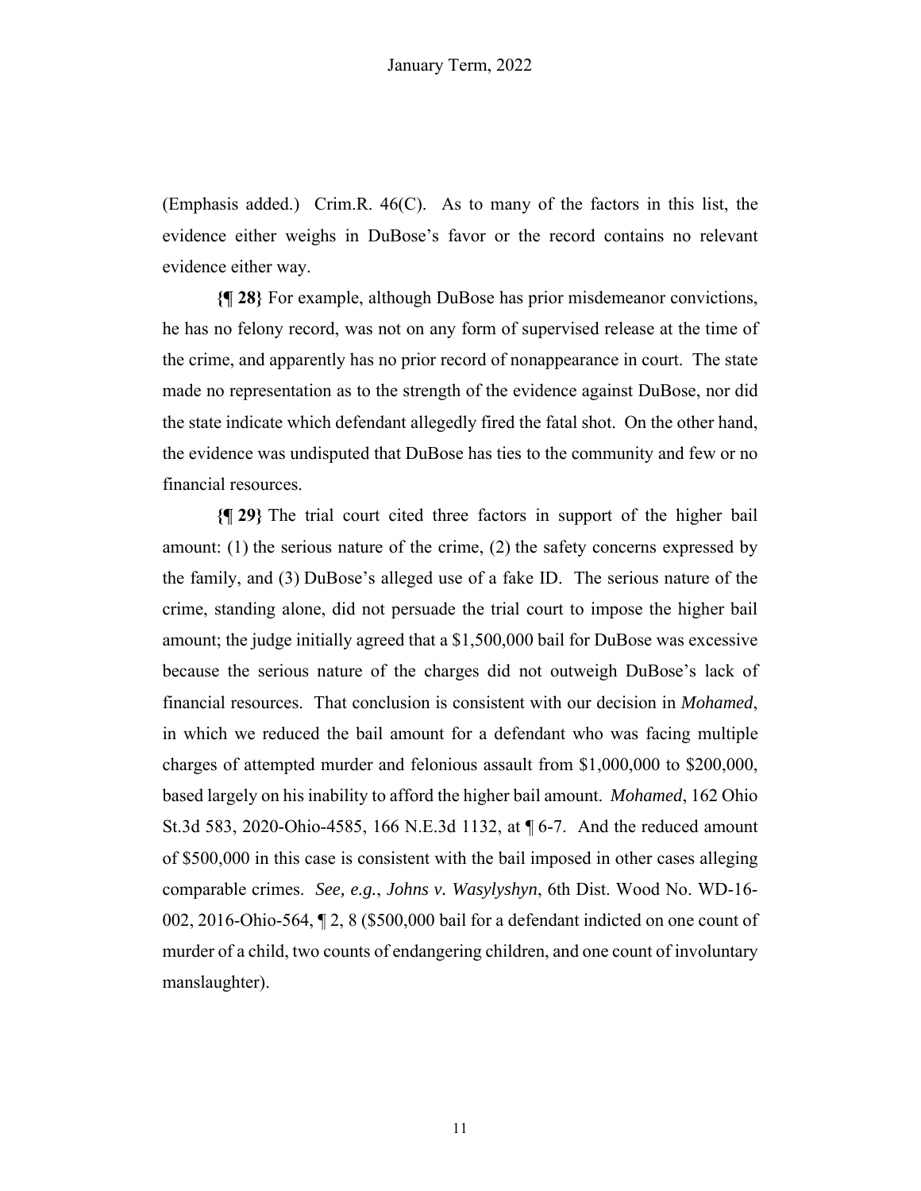(Emphasis added.) Crim.R. 46(C). As to many of the factors in this list, the evidence either weighs in DuBose's favor or the record contains no relevant evidence either way.

**{¶ 28}** For example, although DuBose has prior misdemeanor convictions, he has no felony record, was not on any form of supervised release at the time of the crime, and apparently has no prior record of nonappearance in court. The state made no representation as to the strength of the evidence against DuBose, nor did the state indicate which defendant allegedly fired the fatal shot. On the other hand, the evidence was undisputed that DuBose has ties to the community and few or no financial resources.

**{¶ 29}** The trial court cited three factors in support of the higher bail amount: (1) the serious nature of the crime, (2) the safety concerns expressed by the family, and (3) DuBose's alleged use of a fake ID. The serious nature of the crime, standing alone, did not persuade the trial court to impose the higher bail amount; the judge initially agreed that a $1,500,000 bail for DuBose was excessive because the serious nature of the charges did not outweigh DuBose's lack of financial resources. That conclusion is consistent with our decision in *Mohamed*, in which we reduced the bail amount for a defendant who was facing multiple charges of attempted murder and felonious assault from $1,000,000 to $200,000, based largely on his inability to afford the higher bail amount. *Mohamed*, 162 Ohio St.3d 583, 2020-Ohio-4585, 166 N.E.3d 1132, at ¶ 6-7. And the reduced amount of $500,000 in this case is consistent with the bail imposed in other cases alleging comparable crimes. *See, e.g.*, *Johns v. Wasylyshyn*, 6th Dist. Wood No. WD-16-002, 2016-Ohio-564, ¶ 2, 8 ($500,000 bail for a defendant indicted on one count of murder of a child, two counts of endangering children, and one count of involuntary manslaughter).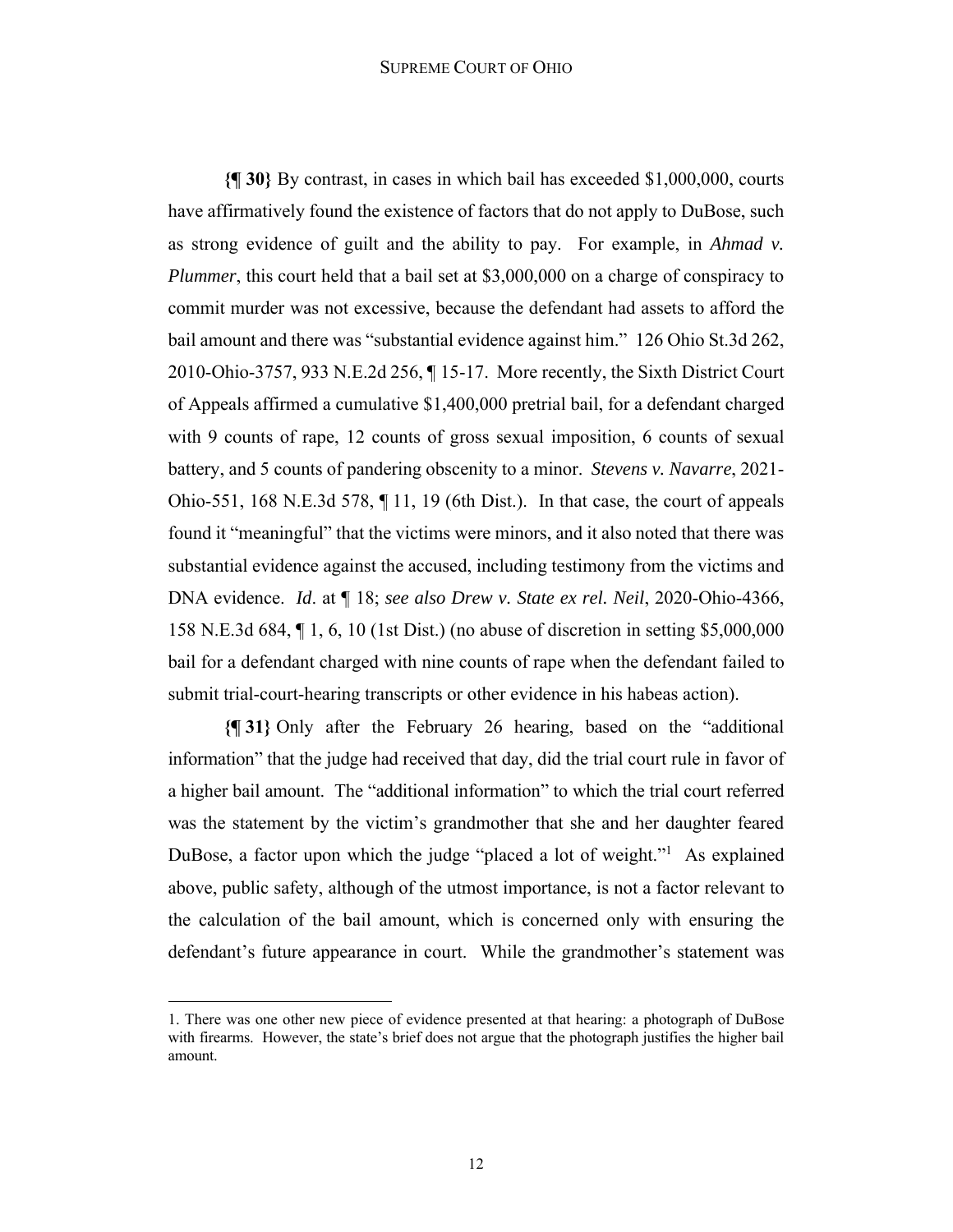**{¶ 30}** By contrast, in cases in which bail has exceeded $1,000,000, courts have affirmatively found the existence of factors that do not apply to DuBose, such as strong evidence of guilt and the ability to pay. For example, in *Ahmad v. Plummer*, this court held that a bail set at $3,000,000 on a charge of conspiracy to commit murder was not excessive, because the defendant had assets to afford the bail amount and there was "substantial evidence against him." 126 Ohio St.3d 262, 2010-Ohio-3757, 933 N.E.2d 256, ¶ 15-17. More recently, the Sixth District Court of Appeals affirmed a cumulative $1,400,000 pretrial bail, for a defendant charged with 9 counts of rape, 12 counts of gross sexual imposition, 6 counts of sexual battery, and 5 counts of pandering obscenity to a minor. *Stevens v. Navarre*, 2021-Ohio-551, 168 N.E.3d 578, ¶ 11, 19 (6th Dist.). In that case, the court of appeals found it "meaningful" that the victims were minors, and it also noted that there was substantial evidence against the accused, including testimony from the victims and DNA evidence. *Id.* at ¶ 18; *see also Drew v. State ex rel. Neil*, 2020-Ohio-4366, 158 N.E.3d 684, ¶ 1, 6, 10 (1st Dist.) (no abuse of discretion in setting $5,000,000 bail for a defendant charged with nine counts of rape when the defendant failed to submit trial-court-hearing transcripts or other evidence in his habeas action).

**{¶ 31}** Only after the February 26 hearing, based on the "additional information" that the judge had received that day, did the trial court rule in favor of a higher bail amount. The "additional information" to which the trial court referred was the statement by the victim's grandmother that she and her daughter feared DuBose, a factor upon which the judge "placed a lot of weight."[1] As explained above, public safety, although of the utmost importance, is not a factor relevant to the calculation of the bail amount, which is concerned only with ensuring the defendant's future appearance in court. While the grandmother's statement was

1. There was one other new piece of evidence presented at that hearing: a photograph of DuBose with firearms. However, the state's brief does not argue that the photograph justifies the higher bail amount.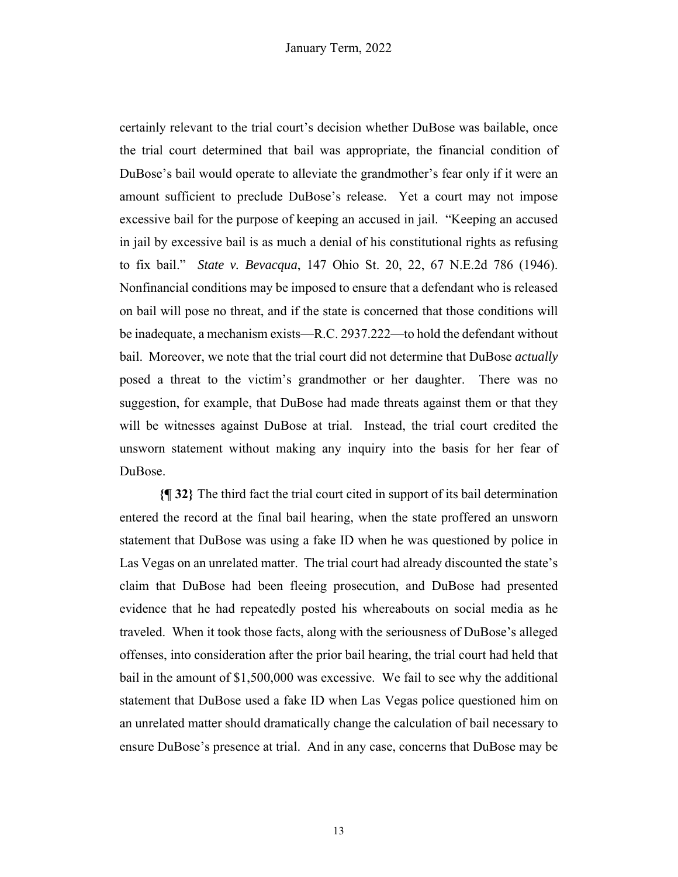certainly relevant to the trial court's decision whether DuBose was bailable, once the trial court determined that bail was appropriate, the financial condition of DuBose's bail would operate to alleviate the grandmother's fear only if it were an amount sufficient to preclude DuBose's release. Yet a court may not impose excessive bail for the purpose of keeping an accused in jail. "Keeping an accused in jail by excessive bail is as much a denial of his constitutional rights as refusing to fix bail." *State v. Bevacqua*, 147 Ohio St. 20, 22, 67 N.E.2d 786 (1946). Nonfinancial conditions may be imposed to ensure that a defendant who is released on bail will pose no threat, and if the state is concerned that those conditions will be inadequate, a mechanism exists—R.C. 2937.222—to hold the defendant without bail. Moreover, we note that the trial court did not determine that DuBose *actually* posed a threat to the victim's grandmother or her daughter. There was no suggestion, for example, that DuBose had made threats against them or that they will be witnesses against DuBose at trial. Instead, the trial court credited the unsworn statement without making any inquiry into the basis for her fear of DuBose.

**{¶ 32}** The third fact the trial court cited in support of its bail determination entered the record at the final bail hearing, when the state proffered an unsworn statement that DuBose was using a fake ID when he was questioned by police in Las Vegas on an unrelated matter. The trial court had already discounted the state's claim that DuBose had been fleeing prosecution, and DuBose had presented evidence that he had repeatedly posted his whereabouts on social media as he traveled. When it took those facts, along with the seriousness of DuBose's alleged offenses, into consideration after the prior bail hearing, the trial court had held that bail in the amount of $1,500,000 was excessive. We fail to see why the additional statement that DuBose used a fake ID when Las Vegas police questioned him on an unrelated matter should dramatically change the calculation of bail necessary to ensure DuBose's presence at trial. And in any case, concerns that DuBose may be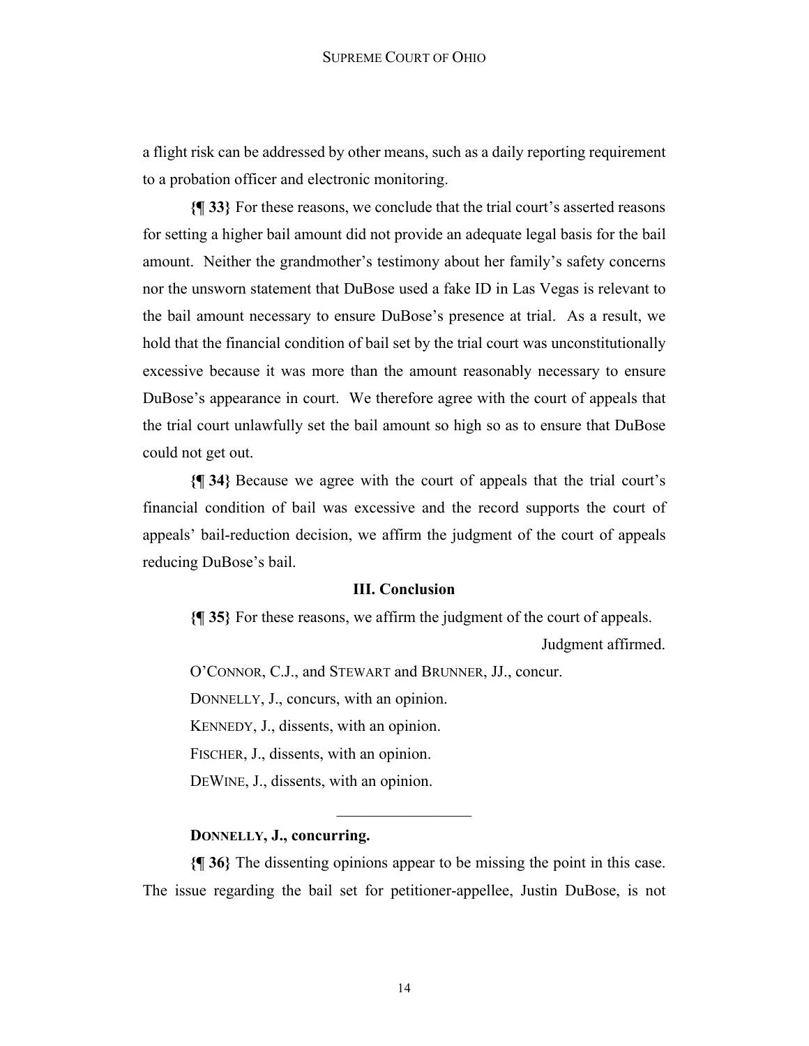a flight risk can be addressed by other means, such as a daily reporting requirement to a probation officer and electronic monitoring.

**{¶ 33}** For these reasons, we conclude that the trial court's asserted reasons for setting a higher bail amount did not provide an adequate legal basis for the bail amount. Neither the grandmother's testimony about her family's safety concerns nor the unsworn statement that DuBose used a fake ID in Las Vegas is relevant to the bail amount necessary to ensure DuBose's presence at trial. As a result, we hold that the financial condition of bail set by the trial court was unconstitutionally excessive because it was more than the amount reasonably necessary to ensure DuBose's appearance in court. We therefore agree with the court of appeals that the trial court unlawfully set the bail amount so high so as to ensure that DuBose could not get out.

**{¶ 34}** Because we agree with the court of appeals that the trial court's financial condition of bail was excessive and the record supports the court of appeals' bail-reduction decision, we affirm the judgment of the court of appeals reducing DuBose's bail.

### III. Conclusion

**{¶ 35}** For these reasons, we affirm the judgment of the court of appeals.

Judgment affirmed.

O'CONNOR, C.J., and STEWART and BRUNNER, JJ., concur.

DONNELLY, J., concurs, with an opinion.

KENNEDY, J., dissents, with an opinion.

FISCHER, J., dissents, with an opinion.

DEWINE, J., dissents, with an opinion.

---

**DONNELLY, J., concurring.**

**{¶ 36}** The dissenting opinions appear to be missing the point in this case. The issue regarding the bail set for petitioner-appellee, Justin DuBose, is not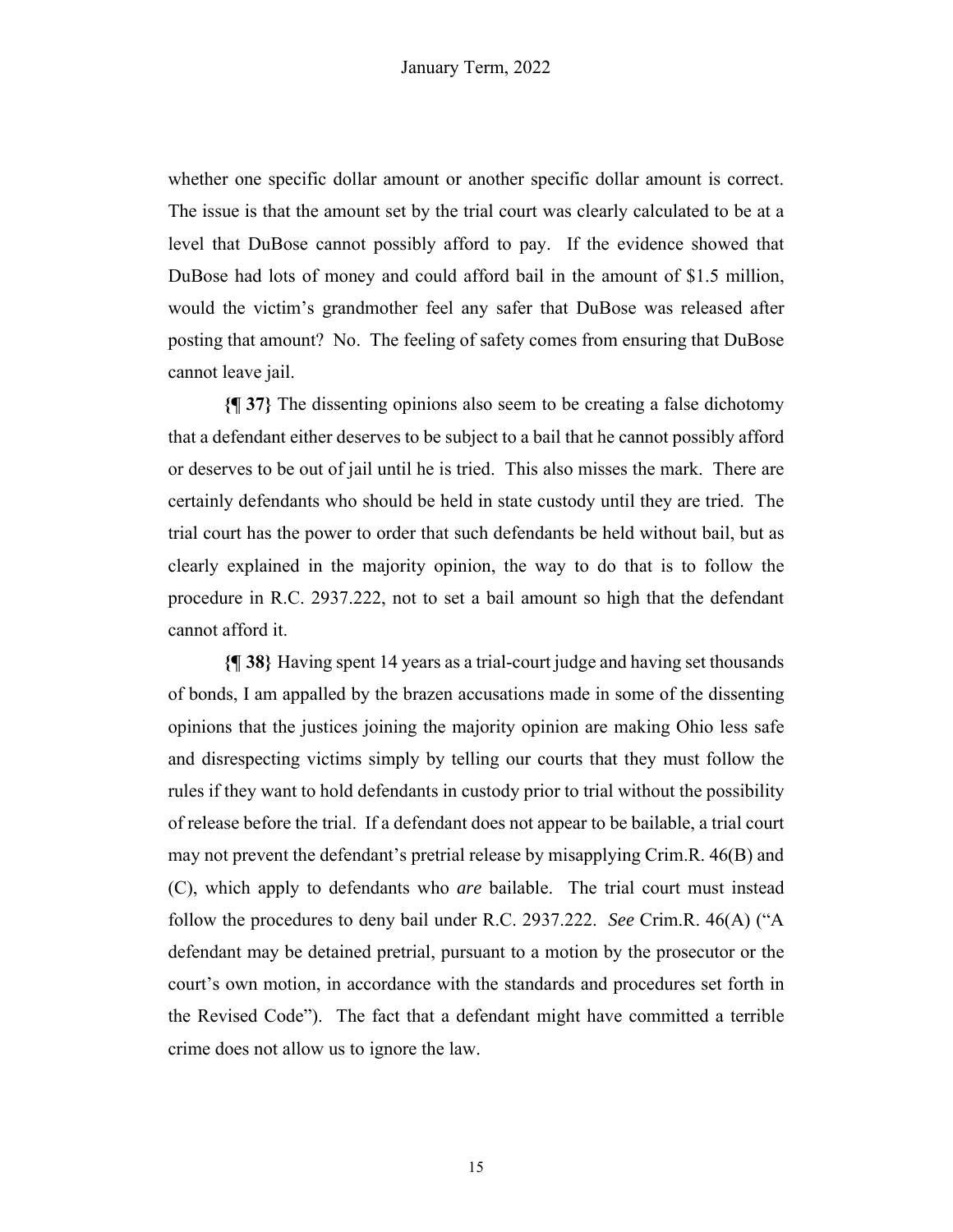whether one specific dollar amount or another specific dollar amount is correct. The issue is that the amount set by the trial court was clearly calculated to be at a level that DuBose cannot possibly afford to pay. If the evidence showed that DuBose had lots of money and could afford bail in the amount of $1.5 million, would the victim's grandmother feel any safer that DuBose was released after posting that amount? No. The feeling of safety comes from ensuring that DuBose cannot leave jail.

**{¶ 37}** The dissenting opinions also seem to be creating a false dichotomy that a defendant either deserves to be subject to a bail that he cannot possibly afford or deserves to be out of jail until he is tried. This also misses the mark. There are certainly defendants who should be held in state custody until they are tried. The trial court has the power to order that such defendants be held without bail, but as clearly explained in the majority opinion, the way to do that is to follow the procedure in R.C. 2937.222, not to set a bail amount so high that the defendant cannot afford it.

**{¶ 38}** Having spent 14 years as a trial-court judge and having set thousands of bonds, I am appalled by the brazen accusations made in some of the dissenting opinions that the justices joining the majority opinion are making Ohio less safe and disrespecting victims simply by telling our courts that they must follow the rules if they want to hold defendants in custody prior to trial without the possibility of release before the trial. If a defendant does not appear to be bailable, a trial court may not prevent the defendant's pretrial release by misapplying Crim.R. 46(B) and (C), which apply to defendants who *are* bailable. The trial court must instead follow the procedures to deny bail under R.C. 2937.222. *See* Crim.R. 46(A) ("A defendant may be detained pretrial, pursuant to a motion by the prosecutor or the court's own motion, in accordance with the standards and procedures set forth in the Revised Code"). The fact that a defendant might have committed a terrible crime does not allow us to ignore the law.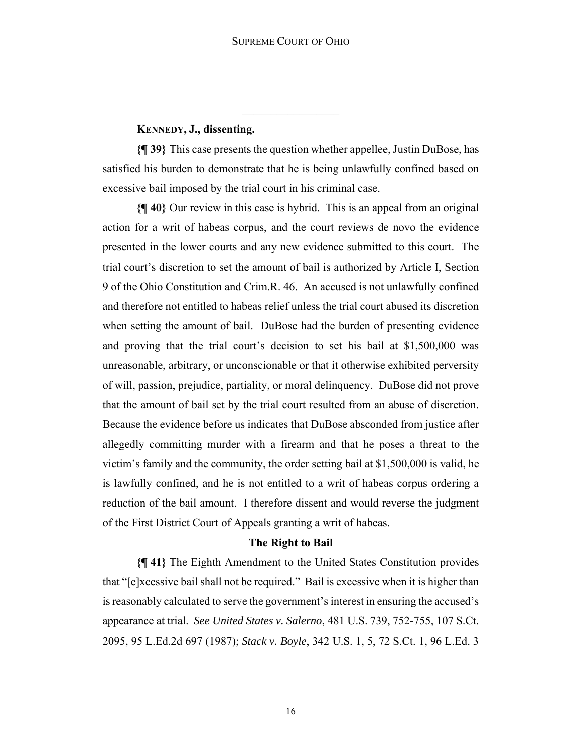---

**KENNEDY, J., dissenting.**

**{¶ 39}** This case presents the question whether appellee, Justin DuBose, has satisfied his burden to demonstrate that he is being unlawfully confined based on excessive bail imposed by the trial court in his criminal case.

**{¶ 40}** Our review in this case is hybrid. This is an appeal from an original action for a writ of habeas corpus, and the court reviews de novo the evidence presented in the lower courts and any new evidence submitted to this court. The trial court's discretion to set the amount of bail is authorized by Article I, Section 9 of the Ohio Constitution and Crim.R. 46. An accused is not unlawfully confined and therefore not entitled to habeas relief unless the trial court abused its discretion when setting the amount of bail. DuBose had the burden of presenting evidence and proving that the trial court's decision to set his bail at $1,500,000 was unreasonable, arbitrary, or unconscionable or that it otherwise exhibited perversity of will, passion, prejudice, partiality, or moral delinquency. DuBose did not prove that the amount of bail set by the trial court resulted from an abuse of discretion. Because the evidence before us indicates that DuBose absconded from justice after allegedly committing murder with a firearm and that he poses a threat to the victim's family and the community, the order setting bail at $1,500,000 is valid, he is lawfully confined, and he is not entitled to a writ of habeas corpus ordering a reduction of the bail amount. I therefore dissent and would reverse the judgment of the First District Court of Appeals granting a writ of habeas.

**The Right to Bail**

**{¶ 41}** The Eighth Amendment to the United States Constitution provides that "[e]xcessive bail shall not be required." Bail is excessive when it is higher than is reasonably calculated to serve the government's interest in ensuring the accused's appearance at trial. *See United States v. Salerno*, 481 U.S. 739, 752-755, 107 S.Ct. 2095, 95 L.Ed.2d 697 (1987); *Stack v. Boyle*, 342 U.S. 1, 5, 72 S.Ct. 1, 96 L.Ed. 3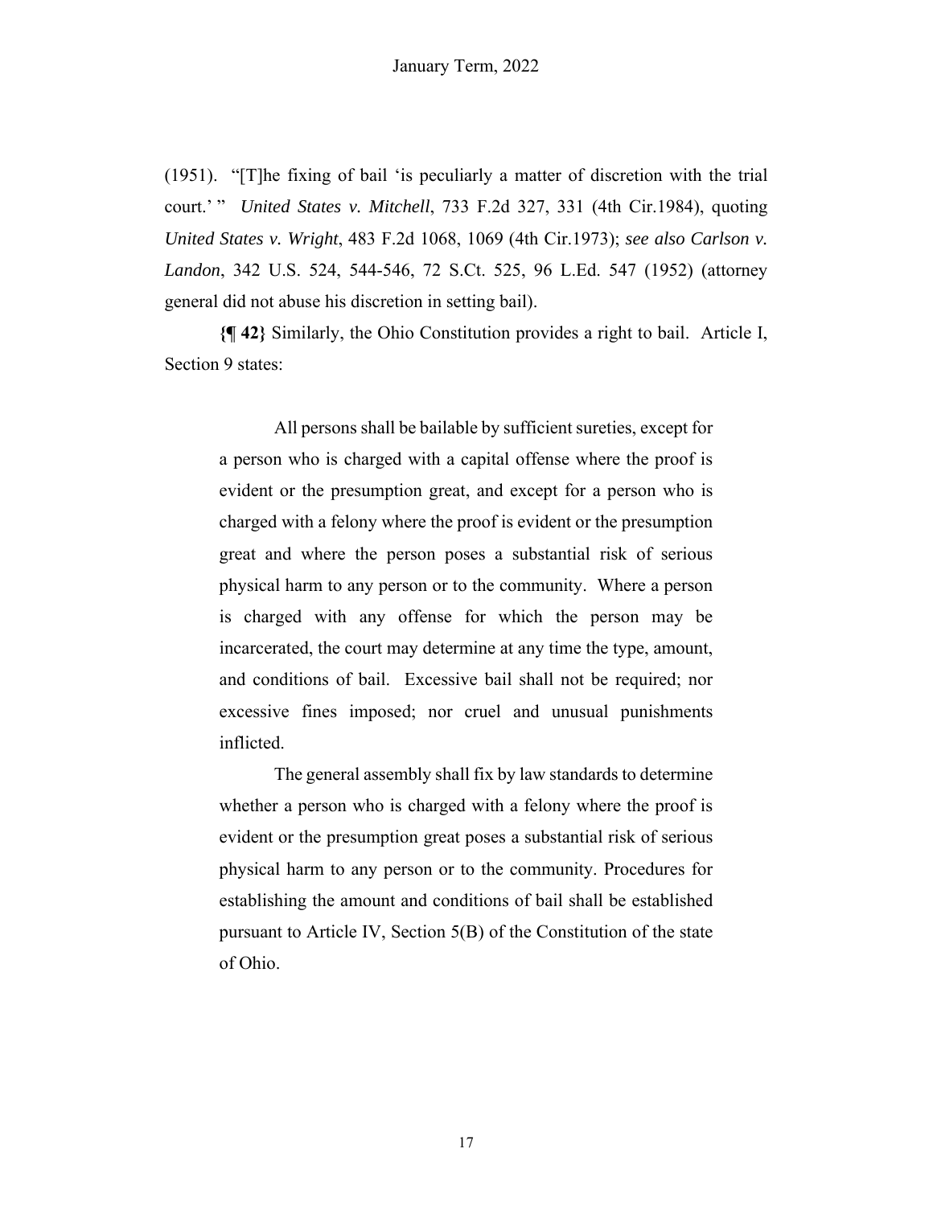(1951). "[T]he fixing of bail 'is peculiarly a matter of discretion with the trial court.' " *United States v. Mitchell*, 733 F.2d 327, 331 (4th Cir.1984), quoting *United States v. Wright*, 483 F.2d 1068, 1069 (4th Cir.1973); *see also Carlson v. Landon*, 342 U.S. 524, 544-546, 72 S.Ct. 525, 96 L.Ed. 547 (1952) (attorney general did not abuse his discretion in setting bail).

**{¶ 42}** Similarly, the Ohio Constitution provides a right to bail. Article I, Section 9 states:

> All persons shall be bailable by sufficient sureties, except for a person who is charged with a capital offense where the proof is evident or the presumption great, and except for a person who is charged with a felony where the proof is evident or the presumption great and where the person poses a substantial risk of serious physical harm to any person or to the community. Where a person is charged with any offense for which the person may be incarcerated, the court may determine at any time the type, amount, and conditions of bail. Excessive bail shall not be required; nor excessive fines imposed; nor cruel and unusual punishments inflicted.
>
> The general assembly shall fix by law standards to determine whether a person who is charged with a felony where the proof is evident or the presumption great poses a substantial risk of serious physical harm to any person or to the community. Procedures for establishing the amount and conditions of bail shall be established pursuant to Article IV, Section 5(B) of the Constitution of the state of Ohio.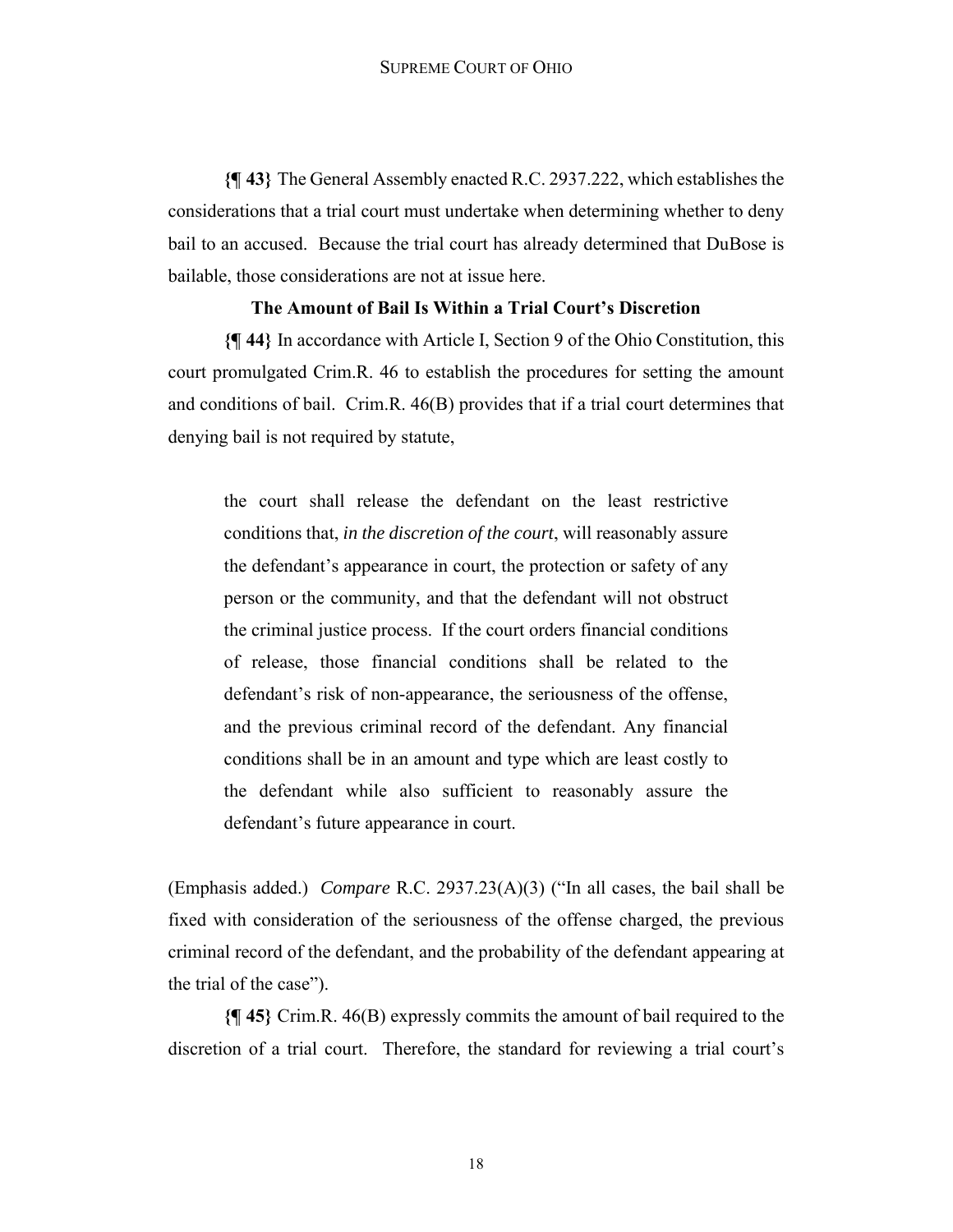**{¶ 43}** The General Assembly enacted R.C. 2937.222, which establishes the considerations that a trial court must undertake when determining whether to deny bail to an accused. Because the trial court has already determined that DuBose is bailable, those considerations are not at issue here.

### The Amount of Bail Is Within a Trial Court's Discretion

**{¶ 44}** In accordance with Article I, Section 9 of the Ohio Constitution, this court promulgated Crim.R. 46 to establish the procedures for setting the amount and conditions of bail. Crim.R. 46(B) provides that if a trial court determines that denying bail is not required by statute,

> the court shall release the defendant on the least restrictive conditions that, *in the discretion of the court*, will reasonably assure the defendant's appearance in court, the protection or safety of any person or the community, and that the defendant will not obstruct the criminal justice process. If the court orders financial conditions of release, those financial conditions shall be related to the defendant's risk of non-appearance, the seriousness of the offense, and the previous criminal record of the defendant. Any financial conditions shall be in an amount and type which are least costly to the defendant while also sufficient to reasonably assure the defendant's future appearance in court.

(Emphasis added.) *Compare* R.C. 2937.23(A)(3) ("In all cases, the bail shall be fixed with consideration of the seriousness of the offense charged, the previous criminal record of the defendant, and the probability of the defendant appearing at the trial of the case").

**{¶ 45}** Crim.R. 46(B) expressly commits the amount of bail required to the discretion of a trial court. Therefore, the standard for reviewing a trial court's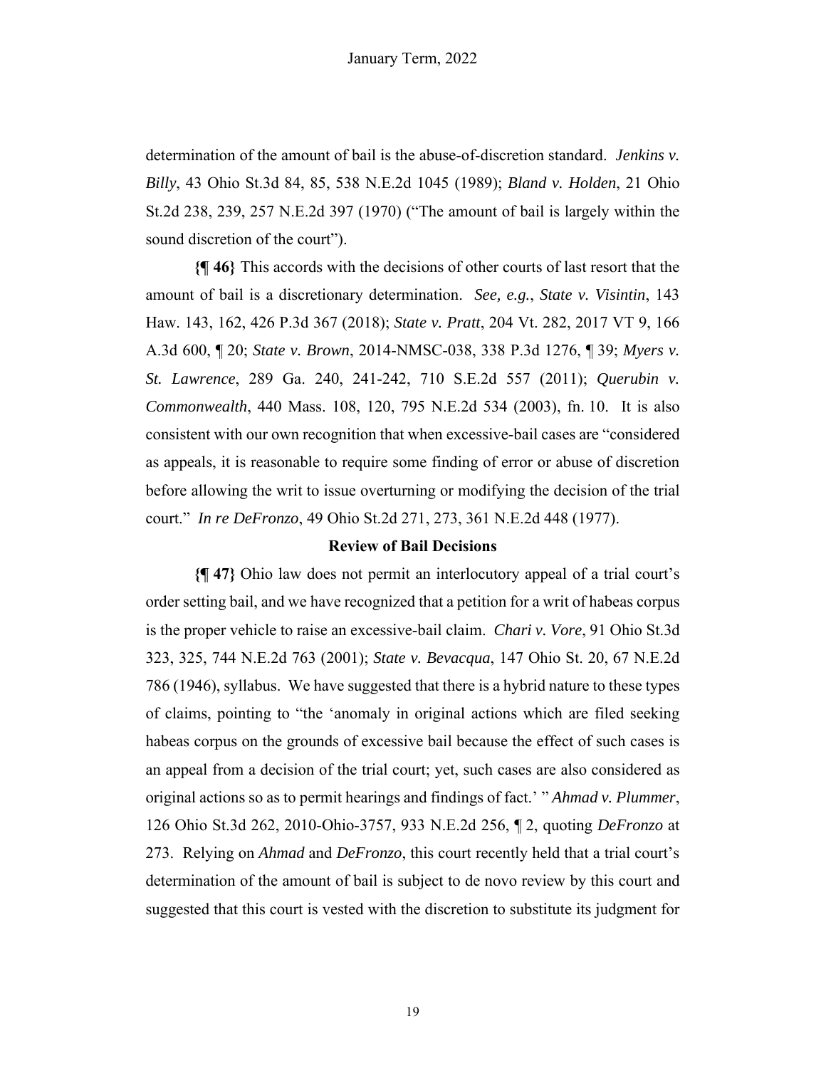determination of the amount of bail is the abuse-of-discretion standard. *Jenkins v. Billy*, 43 Ohio St.3d 84, 85, 538 N.E.2d 1045 (1989); *Bland v. Holden*, 21 Ohio St.2d 238, 239, 257 N.E.2d 397 (1970) ("The amount of bail is largely within the sound discretion of the court").

**{¶ 46}** This accords with the decisions of other courts of last resort that the amount of bail is a discretionary determination. *See, e.g.*, *State v. Visintin*, 143 Haw. 143, 162, 426 P.3d 367 (2018); *State v. Pratt*, 204 Vt. 282, 2017 VT 9, 166 A.3d 600, ¶ 20; *State v. Brown*, 2014-NMSC-038, 338 P.3d 1276, ¶ 39; *Myers v. St. Lawrence*, 289 Ga. 240, 241-242, 710 S.E.2d 557 (2011); *Querubin v. Commonwealth*, 440 Mass. 108, 120, 795 N.E.2d 534 (2003), fn. 10. It is also consistent with our own recognition that when excessive-bail cases are "considered as appeals, it is reasonable to require some finding of error or abuse of discretion before allowing the writ to issue overturning or modifying the decision of the trial court." *In re DeFronzo*, 49 Ohio St.2d 271, 273, 361 N.E.2d 448 (1977).

**Review of Bail Decisions**

**{¶ 47}** Ohio law does not permit an interlocutory appeal of a trial court's order setting bail, and we have recognized that a petition for a writ of habeas corpus is the proper vehicle to raise an excessive-bail claim. *Chari v. Vore*, 91 Ohio St.3d 323, 325, 744 N.E.2d 763 (2001); *State v. Bevacqua*, 147 Ohio St. 20, 67 N.E.2d 786 (1946), syllabus. We have suggested that there is a hybrid nature to these types of claims, pointing to "the 'anomaly in original actions which are filed seeking habeas corpus on the grounds of excessive bail because the effect of such cases is an appeal from a decision of the trial court; yet, such cases are also considered as original actions so as to permit hearings and findings of fact.' " *Ahmad v. Plummer*, 126 Ohio St.3d 262, 2010-Ohio-3757, 933 N.E.2d 256, ¶ 2, quoting *DeFronzo* at 273. Relying on *Ahmad* and *DeFronzo*, this court recently held that a trial court's determination of the amount of bail is subject to de novo review by this court and suggested that this court is vested with the discretion to substitute its judgment for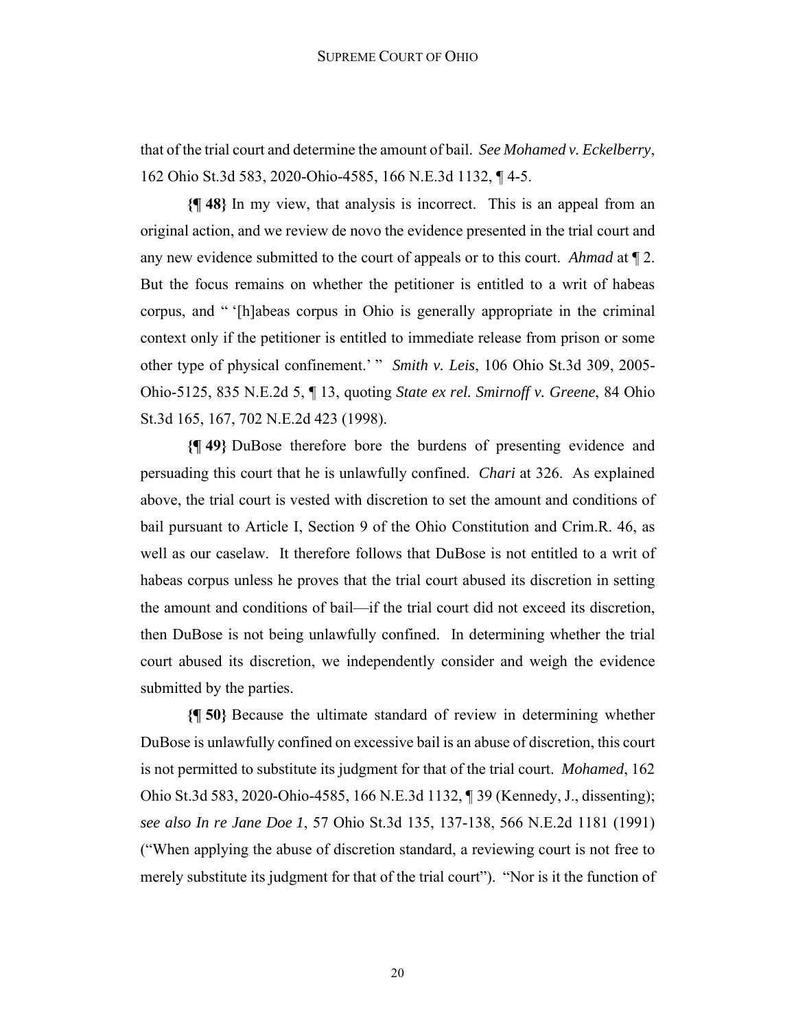that of the trial court and determine the amount of bail. *See Mohamed v. Eckelberry*, 162 Ohio St.3d 583, 2020-Ohio-4585, 166 N.E.3d 1132, ¶ 4-5.

**{¶ 48}** In my view, that analysis is incorrect. This is an appeal from an original action, and we review de novo the evidence presented in the trial court and any new evidence submitted to the court of appeals or to this court. *Ahmad* at ¶ 2. But the focus remains on whether the petitioner is entitled to a writ of habeas corpus, and " '[h]abeas corpus in Ohio is generally appropriate in the criminal context only if the petitioner is entitled to immediate release from prison or some other type of physical confinement.' " *Smith v. Leis*, 106 Ohio St.3d 309, 2005-Ohio-5125, 835 N.E.2d 5, ¶ 13, quoting *State ex rel. Smirnoff v. Greene*, 84 Ohio St.3d 165, 167, 702 N.E.2d 423 (1998).

**{¶ 49}** DuBose therefore bore the burdens of presenting evidence and persuading this court that he is unlawfully confined. *Chari* at 326. As explained above, the trial court is vested with discretion to set the amount and conditions of bail pursuant to Article I, Section 9 of the Ohio Constitution and Crim.R. 46, as well as our caselaw. It therefore follows that DuBose is not entitled to a writ of habeas corpus unless he proves that the trial court abused its discretion in setting the amount and conditions of bail—if the trial court did not exceed its discretion, then DuBose is not being unlawfully confined. In determining whether the trial court abused its discretion, we independently consider and weigh the evidence submitted by the parties.

**{¶ 50}** Because the ultimate standard of review in determining whether DuBose is unlawfully confined on excessive bail is an abuse of discretion, this court is not permitted to substitute its judgment for that of the trial court. *Mohamed*, 162 Ohio St.3d 583, 2020-Ohio-4585, 166 N.E.3d 1132, ¶ 39 (Kennedy, J., dissenting); *see also In re Jane Doe 1*, 57 Ohio St.3d 135, 137-138, 566 N.E.2d 1181 (1991) ("When applying the abuse of discretion standard, a reviewing court is not free to merely substitute its judgment for that of the trial court"). "Nor is it the function of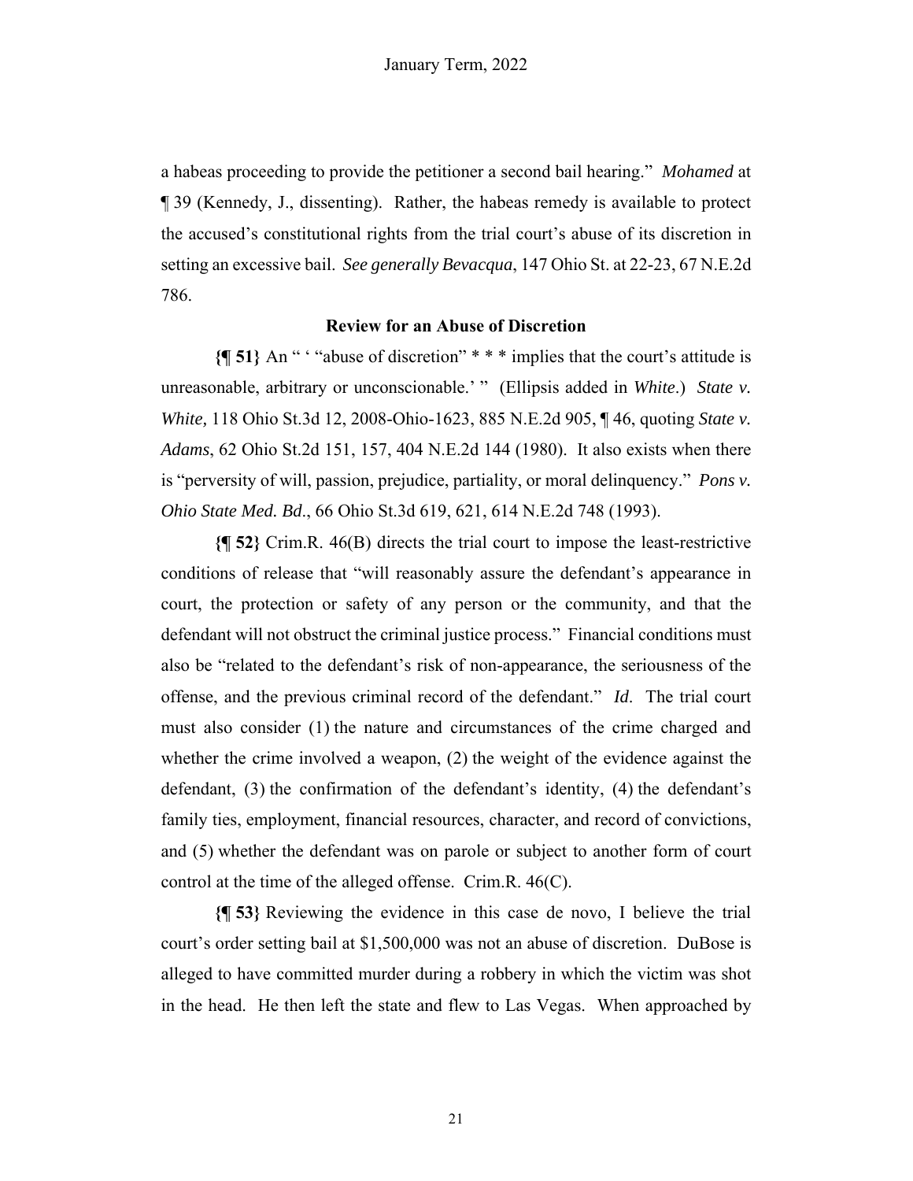a habeas proceeding to provide the petitioner a second bail hearing." *Mohamed* at ¶ 39 (Kennedy, J., dissenting). Rather, the habeas remedy is available to protect the accused's constitutional rights from the trial court's abuse of its discretion in setting an excessive bail. *See generally Bevacqua*, 147 Ohio St. at 22-23, 67 N.E.2d 786.

**Review for an Abuse of Discretion**

**{¶ 51}** An " ' "abuse of discretion" * * * implies that the court's attitude is unreasonable, arbitrary or unconscionable.' " (Ellipsis added in *White*.) *State v. White,* 118 Ohio St.3d 12, 2008-Ohio-1623, 885 N.E.2d 905, ¶ 46, quoting *State v. Adams*, 62 Ohio St.2d 151, 157, 404 N.E.2d 144 (1980). It also exists when there is "perversity of will, passion, prejudice, partiality, or moral delinquency." *Pons v. Ohio State Med. Bd*., 66 Ohio St.3d 619, 621, 614 N.E.2d 748 (1993).

**{¶ 52}** Crim.R. 46(B) directs the trial court to impose the least-restrictive conditions of release that "will reasonably assure the defendant's appearance in court, the protection or safety of any person or the community, and that the defendant will not obstruct the criminal justice process." Financial conditions must also be "related to the defendant's risk of non-appearance, the seriousness of the offense, and the previous criminal record of the defendant." *Id.* The trial court must also consider (1) the nature and circumstances of the crime charged and whether the crime involved a weapon, (2) the weight of the evidence against the defendant, (3) the confirmation of the defendant's identity, (4) the defendant's family ties, employment, financial resources, character, and record of convictions, and (5) whether the defendant was on parole or subject to another form of court control at the time of the alleged offense. Crim.R. 46(C).

**{¶ 53}** Reviewing the evidence in this case de novo, I believe the trial court's order setting bail at $1,500,000 was not an abuse of discretion. DuBose is alleged to have committed murder during a robbery in which the victim was shot in the head. He then left the state and flew to Las Vegas. When approached by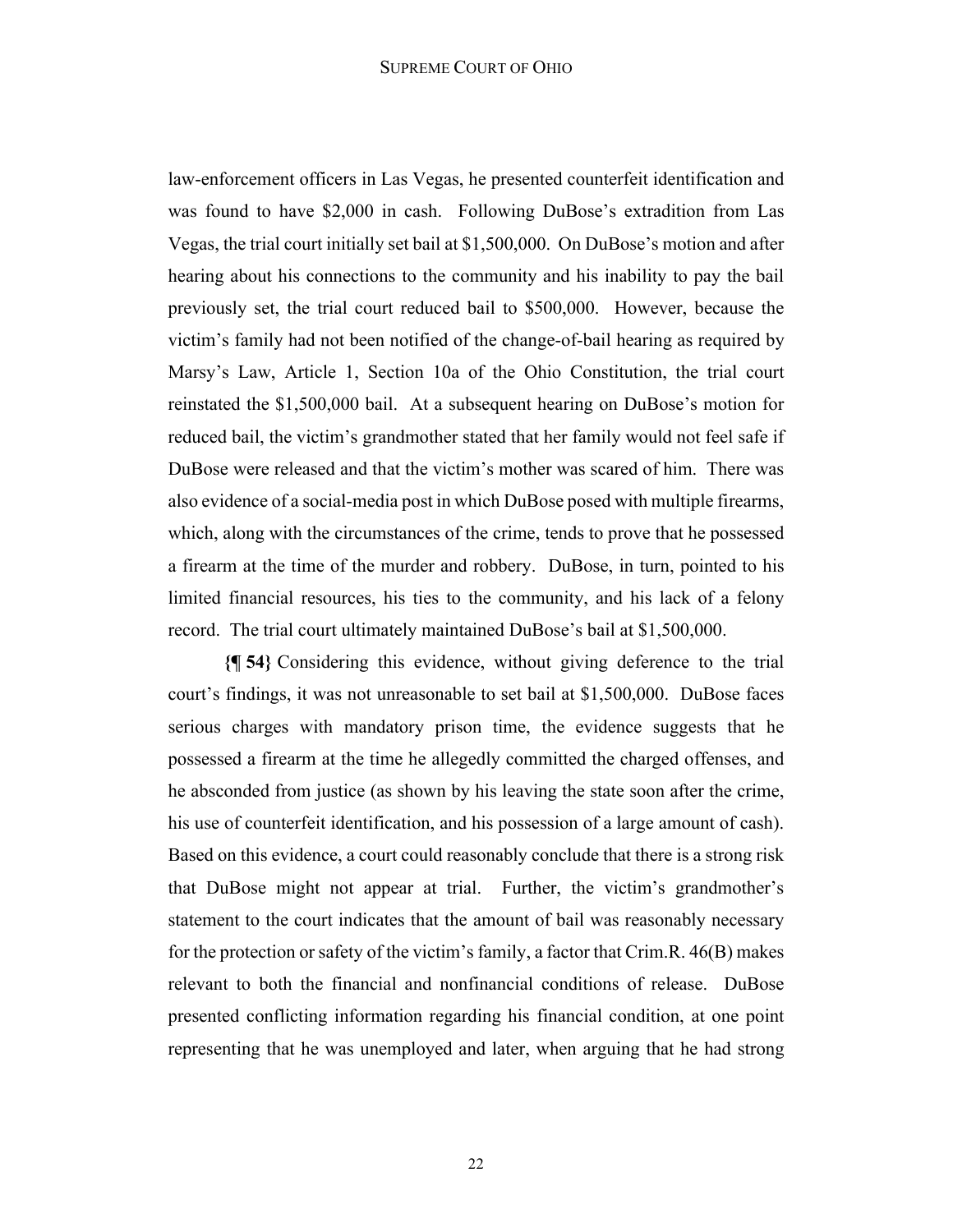law-enforcement officers in Las Vegas, he presented counterfeit identification and was found to have $2,000 in cash. Following DuBose's extradition from Las Vegas, the trial court initially set bail at $1,500,000. On DuBose's motion and after hearing about his connections to the community and his inability to pay the bail previously set, the trial court reduced bail to $500,000. However, because the victim's family had not been notified of the change-of-bail hearing as required by Marsy's Law, Article 1, Section 10a of the Ohio Constitution, the trial court reinstated the $1,500,000 bail. At a subsequent hearing on DuBose's motion for reduced bail, the victim's grandmother stated that her family would not feel safe if DuBose were released and that the victim's mother was scared of him. There was also evidence of a social-media post in which DuBose posed with multiple firearms, which, along with the circumstances of the crime, tends to prove that he possessed a firearm at the time of the murder and robbery. DuBose, in turn, pointed to his limited financial resources, his ties to the community, and his lack of a felony record. The trial court ultimately maintained DuBose's bail at $1,500,000.

**{¶ 54}** Considering this evidence, without giving deference to the trial court's findings, it was not unreasonable to set bail at $1,500,000. DuBose faces serious charges with mandatory prison time, the evidence suggests that he possessed a firearm at the time he allegedly committed the charged offenses, and he absconded from justice (as shown by his leaving the state soon after the crime, his use of counterfeit identification, and his possession of a large amount of cash). Based on this evidence, a court could reasonably conclude that there is a strong risk that DuBose might not appear at trial. Further, the victim's grandmother's statement to the court indicates that the amount of bail was reasonably necessary for the protection or safety of the victim's family, a factor that Crim.R. 46(B) makes relevant to both the financial and nonfinancial conditions of release. DuBose presented conflicting information regarding his financial condition, at one point representing that he was unemployed and later, when arguing that he had strong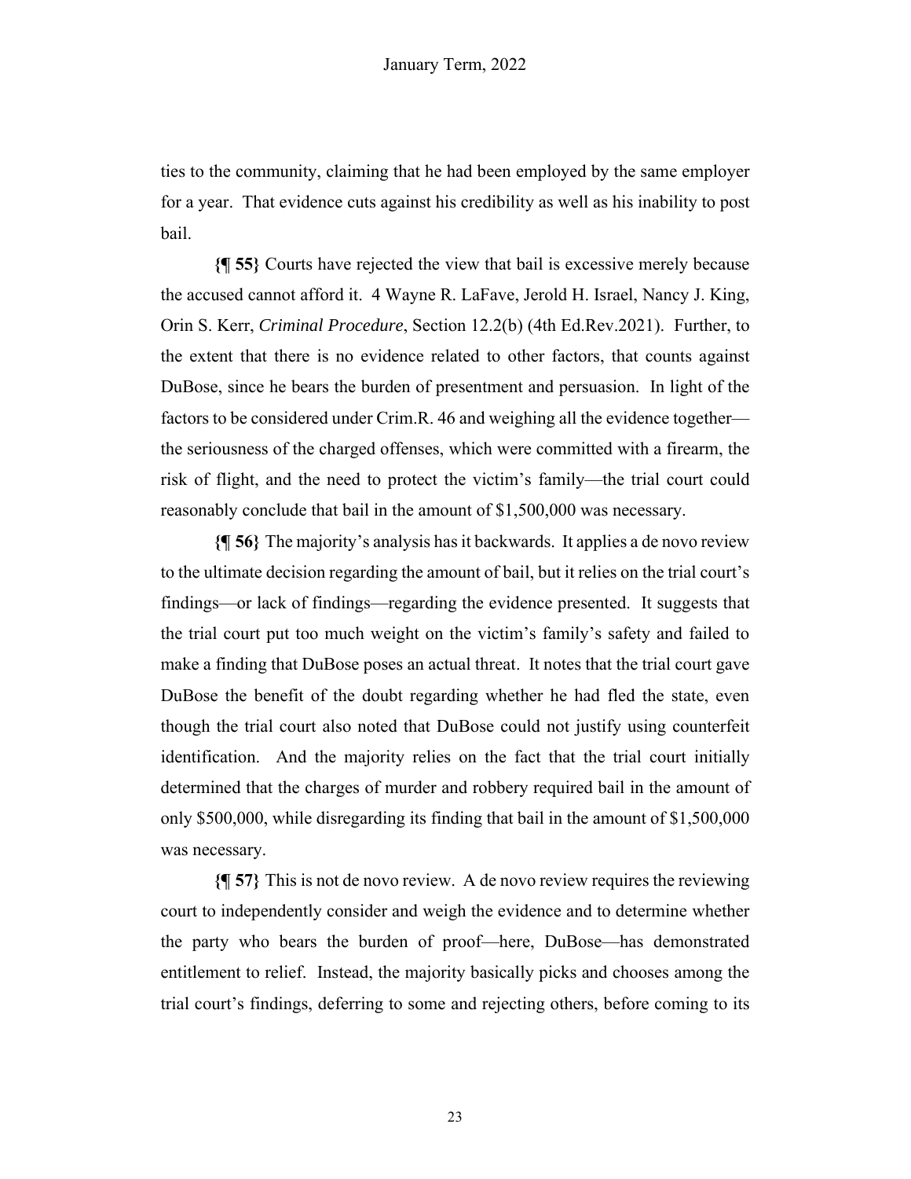ties to the community, claiming that he had been employed by the same employer for a year. That evidence cuts against his credibility as well as his inability to post bail.

**{¶ 55}** Courts have rejected the view that bail is excessive merely because the accused cannot afford it. 4 Wayne R. LaFave, Jerold H. Israel, Nancy J. King, Orin S. Kerr, *Criminal Procedure*, Section 12.2(b) (4th Ed.Rev.2021). Further, to the extent that there is no evidence related to other factors, that counts against DuBose, since he bears the burden of presentment and persuasion. In light of the factors to be considered under Crim.R. 46 and weighing all the evidence together—the seriousness of the charged offenses, which were committed with a firearm, the risk of flight, and the need to protect the victim's family—the trial court could reasonably conclude that bail in the amount of $1,500,000 was necessary.

**{¶ 56}** The majority's analysis has it backwards. It applies a de novo review to the ultimate decision regarding the amount of bail, but it relies on the trial court's findings—or lack of findings—regarding the evidence presented. It suggests that the trial court put too much weight on the victim's family's safety and failed to make a finding that DuBose poses an actual threat. It notes that the trial court gave DuBose the benefit of the doubt regarding whether he had fled the state, even though the trial court also noted that DuBose could not justify using counterfeit identification. And the majority relies on the fact that the trial court initially determined that the charges of murder and robbery required bail in the amount of only $500,000, while disregarding its finding that bail in the amount of $1,500,000 was necessary.

**{¶ 57}** This is not de novo review. A de novo review requires the reviewing court to independently consider and weigh the evidence and to determine whether the party who bears the burden of proof—here, DuBose—has demonstrated entitlement to relief. Instead, the majority basically picks and chooses among the trial court's findings, deferring to some and rejecting others, before coming to its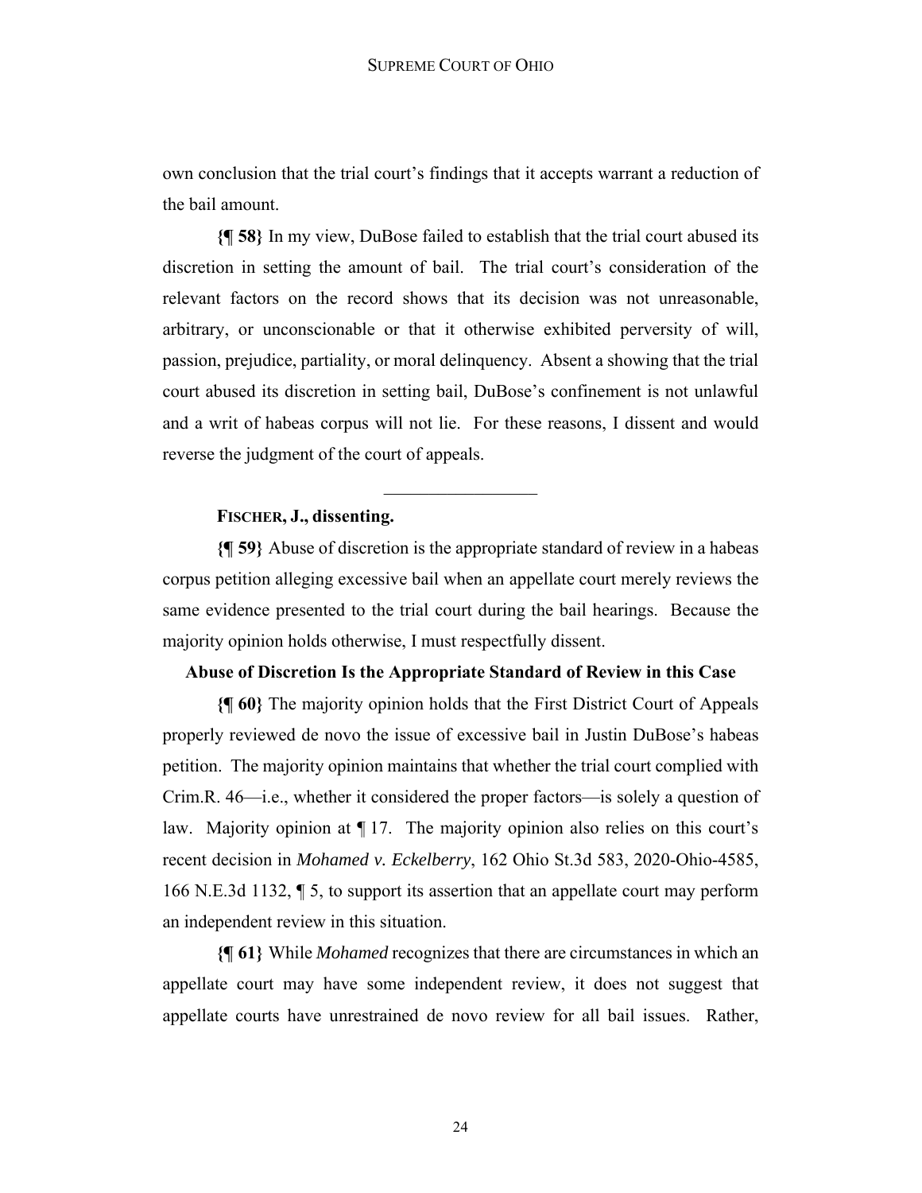own conclusion that the trial court's findings that it accepts warrant a reduction of the bail amount.

**{¶ 58}** In my view, DuBose failed to establish that the trial court abused its discretion in setting the amount of bail. The trial court's consideration of the relevant factors on the record shows that its decision was not unreasonable, arbitrary, or unconscionable or that it otherwise exhibited perversity of will, passion, prejudice, partiality, or moral delinquency. Absent a showing that the trial court abused its discretion in setting bail, DuBose's confinement is not unlawful and a writ of habeas corpus will not lie. For these reasons, I dissent and would reverse the judgment of the court of appeals.

---

**FISCHER, J., dissenting.**

**{¶ 59}** Abuse of discretion is the appropriate standard of review in a habeas corpus petition alleging excessive bail when an appellate court merely reviews the same evidence presented to the trial court during the bail hearings. Because the majority opinion holds otherwise, I must respectfully dissent.

**Abuse of Discretion Is the Appropriate Standard of Review in this Case**

**{¶ 60}** The majority opinion holds that the First District Court of Appeals properly reviewed de novo the issue of excessive bail in Justin DuBose's habeas petition. The majority opinion maintains that whether the trial court complied with Crim.R. 46—i.e., whether it considered the proper factors—is solely a question of law. Majority opinion at ¶ 17. The majority opinion also relies on this court's recent decision in *Mohamed v. Eckelberry*, 162 Ohio St.3d 583, 2020-Ohio-4585, 166 N.E.3d 1132, ¶ 5, to support its assertion that an appellate court may perform an independent review in this situation.

**{¶ 61}** While *Mohamed* recognizes that there are circumstances in which an appellate court may have some independent review, it does not suggest that appellate courts have unrestrained de novo review for all bail issues. Rather,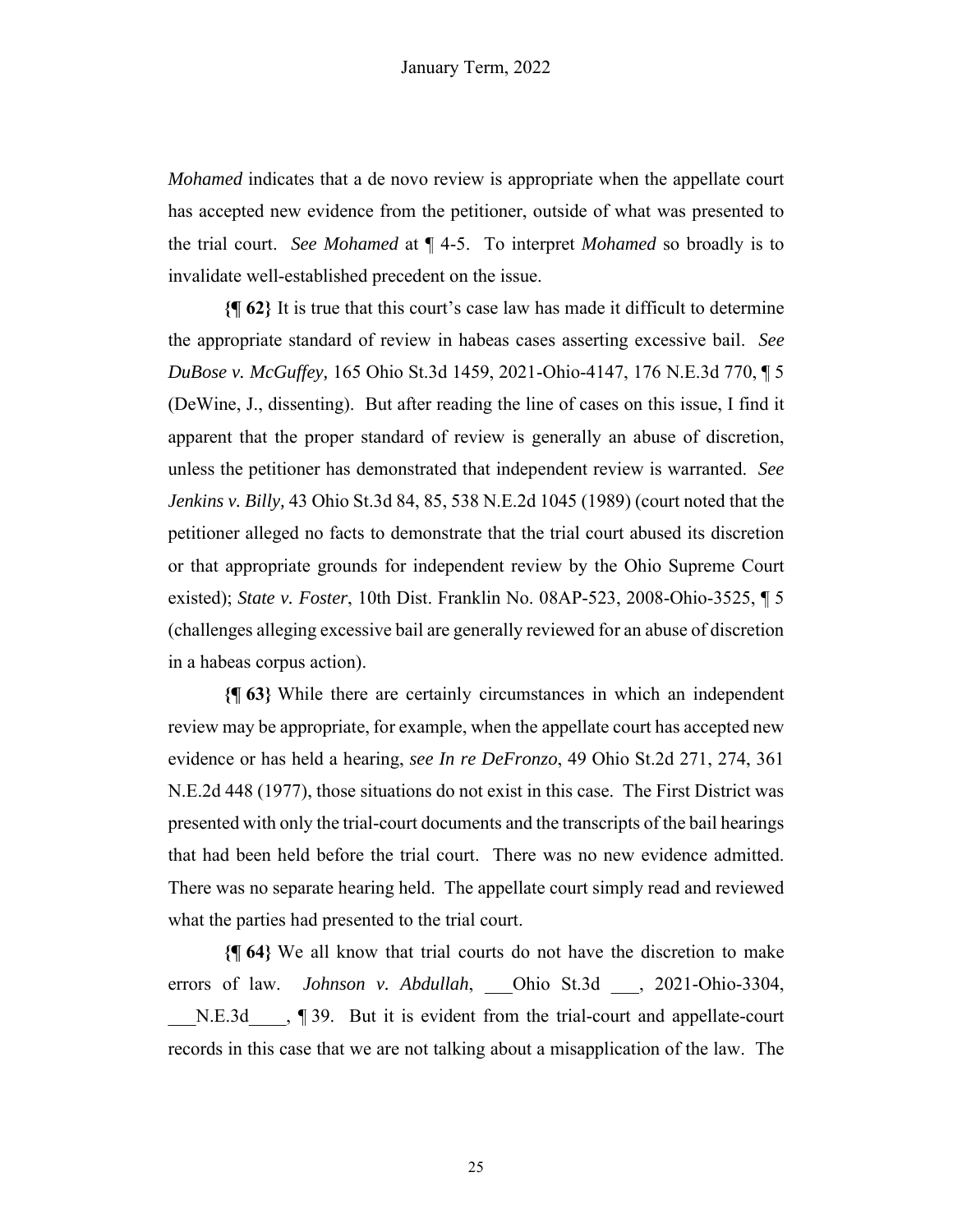*Mohamed* indicates that a de novo review is appropriate when the appellate court has accepted new evidence from the petitioner, outside of what was presented to the trial court. *See Mohamed* at ¶ 4-5. To interpret *Mohamed* so broadly is to invalidate well-established precedent on the issue.

**{¶ 62}** It is true that this court's case law has made it difficult to determine the appropriate standard of review in habeas cases asserting excessive bail. *See DuBose v. McGuffey,* 165 Ohio St.3d 1459, 2021-Ohio-4147, 176 N.E.3d 770, ¶ 5 (DeWine, J., dissenting). But after reading the line of cases on this issue, I find it apparent that the proper standard of review is generally an abuse of discretion, unless the petitioner has demonstrated that independent review is warranted. *See Jenkins v. Billy,* 43 Ohio St.3d 84, 85, 538 N.E.2d 1045 (1989) (court noted that the petitioner alleged no facts to demonstrate that the trial court abused its discretion or that appropriate grounds for independent review by the Ohio Supreme Court existed); *State v. Foster*, 10th Dist. Franklin No. 08AP-523, 2008-Ohio-3525, ¶ 5 (challenges alleging excessive bail are generally reviewed for an abuse of discretion in a habeas corpus action).

**{¶ 63}** While there are certainly circumstances in which an independent review may be appropriate, for example, when the appellate court has accepted new evidence or has held a hearing, *see In re DeFronzo*, 49 Ohio St.2d 271, 274, 361 N.E.2d 448 (1977), those situations do not exist in this case. The First District was presented with only the trial-court documents and the transcripts of the bail hearings that had been held before the trial court. There was no new evidence admitted. There was no separate hearing held. The appellate court simply read and reviewed what the parties had presented to the trial court.

**{¶ 64}** We all know that trial courts do not have the discretion to make errors of law. *Johnson v. Abdullah*, ___Ohio St.3d ___, 2021-Ohio-3304, ___N.E.3d____, ¶ 39. But it is evident from the trial-court and appellate-court records in this case that we are not talking about a misapplication of the law. The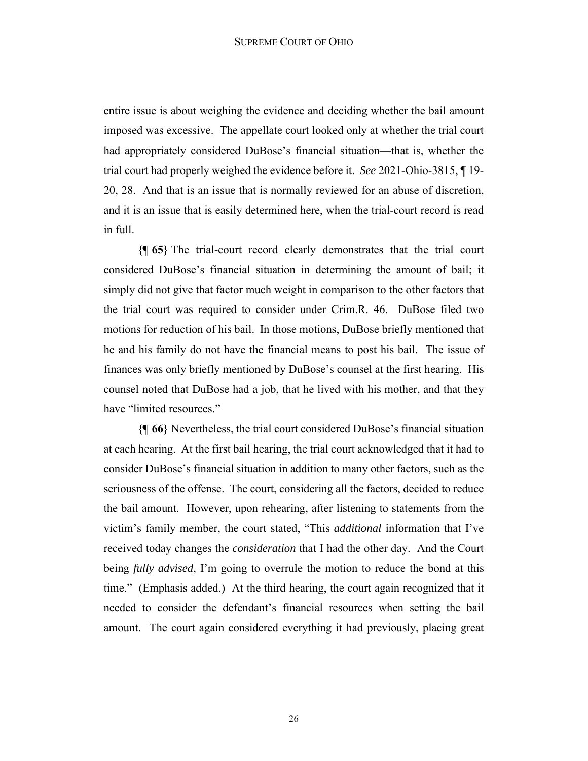entire issue is about weighing the evidence and deciding whether the bail amount imposed was excessive. The appellate court looked only at whether the trial court had appropriately considered DuBose's financial situation—that is, whether the trial court had properly weighed the evidence before it. *See* 2021-Ohio-3815, ¶ 19-20, 28. And that is an issue that is normally reviewed for an abuse of discretion, and it is an issue that is easily determined here, when the trial-court record is read in full.

**{¶ 65}** The trial-court record clearly demonstrates that the trial court considered DuBose's financial situation in determining the amount of bail; it simply did not give that factor much weight in comparison to the other factors that the trial court was required to consider under Crim.R. 46. DuBose filed two motions for reduction of his bail. In those motions, DuBose briefly mentioned that he and his family do not have the financial means to post his bail. The issue of finances was only briefly mentioned by DuBose's counsel at the first hearing. His counsel noted that DuBose had a job, that he lived with his mother, and that they have "limited resources."

**{¶ 66}** Nevertheless, the trial court considered DuBose's financial situation at each hearing. At the first bail hearing, the trial court acknowledged that it had to consider DuBose's financial situation in addition to many other factors, such as the seriousness of the offense. The court, considering all the factors, decided to reduce the bail amount. However, upon rehearing, after listening to statements from the victim's family member, the court stated, "This *additional* information that I've received today changes the *consideration* that I had the other day. And the Court being *fully advised*, I'm going to overrule the motion to reduce the bond at this time." (Emphasis added.) At the third hearing, the court again recognized that it needed to consider the defendant's financial resources when setting the bail amount. The court again considered everything it had previously, placing great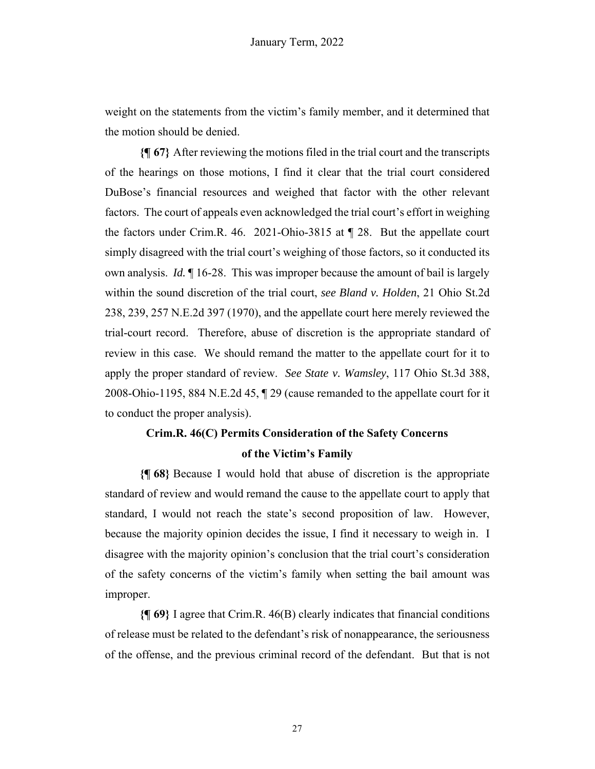weight on the statements from the victim's family member, and it determined that the motion should be denied.

**{¶ 67}** After reviewing the motions filed in the trial court and the transcripts of the hearings on those motions, I find it clear that the trial court considered DuBose's financial resources and weighed that factor with the other relevant factors. The court of appeals even acknowledged the trial court's effort in weighing the factors under Crim.R. 46. 2021-Ohio-3815 at ¶ 28. But the appellate court simply disagreed with the trial court's weighing of those factors, so it conducted its own analysis. *Id.* ¶ 16-28. This was improper because the amount of bail is largely within the sound discretion of the trial court, *see Bland v. Holden*, 21 Ohio St.2d 238, 239, 257 N.E.2d 397 (1970), and the appellate court here merely reviewed the trial-court record. Therefore, abuse of discretion is the appropriate standard of review in this case. We should remand the matter to the appellate court for it to apply the proper standard of review. *See State v. Wamsley*, 117 Ohio St.3d 388, 2008-Ohio-1195, 884 N.E.2d 45, ¶ 29 (cause remanded to the appellate court for it to conduct the proper analysis).

### Crim.R. 46(C) Permits Consideration of the Safety Concerns of the Victim's Family

**{¶ 68}** Because I would hold that abuse of discretion is the appropriate standard of review and would remand the cause to the appellate court to apply that standard, I would not reach the state's second proposition of law. However, because the majority opinion decides the issue, I find it necessary to weigh in. I disagree with the majority opinion's conclusion that the trial court's consideration of the safety concerns of the victim's family when setting the bail amount was improper.

**{¶ 69}** I agree that Crim.R. 46(B) clearly indicates that financial conditions of release must be related to the defendant's risk of nonappearance, the seriousness of the offense, and the previous criminal record of the defendant. But that is not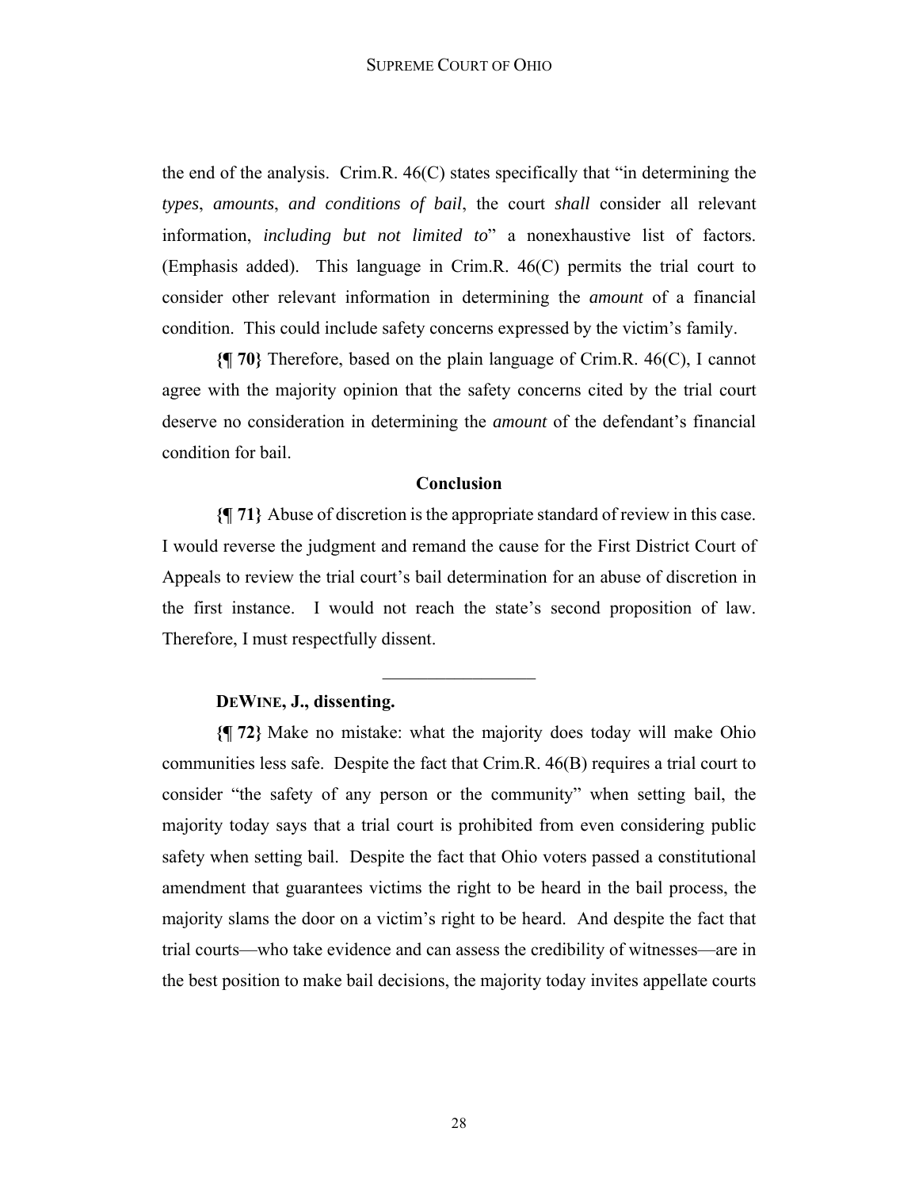the end of the analysis. Crim.R. 46(C) states specifically that "in determining the *types*, *amounts*, *and conditions of bail*, the court *shall* consider all relevant information, *including but not limited to*" a nonexhaustive list of factors. (Emphasis added). This language in Crim.R. 46(C) permits the trial court to consider other relevant information in determining the *amount* of a financial condition. This could include safety concerns expressed by the victim's family.

**{¶ 70}** Therefore, based on the plain language of Crim.R. 46(C), I cannot agree with the majority opinion that the safety concerns cited by the trial court deserve no consideration in determining the *amount* of the defendant's financial condition for bail.

**Conclusion**

**{¶ 71}** Abuse of discretion is the appropriate standard of review in this case. I would reverse the judgment and remand the cause for the First District Court of Appeals to review the trial court's bail determination for an abuse of discretion in the first instance. I would not reach the state's second proposition of law. Therefore, I must respectfully dissent.

---

**DEWINE, J., dissenting.**

**{¶ 72}** Make no mistake: what the majority does today will make Ohio communities less safe. Despite the fact that Crim.R. 46(B) requires a trial court to consider "the safety of any person or the community" when setting bail, the majority today says that a trial court is prohibited from even considering public safety when setting bail. Despite the fact that Ohio voters passed a constitutional amendment that guarantees victims the right to be heard in the bail process, the majority slams the door on a victim's right to be heard. And despite the fact that trial courts—who take evidence and can assess the credibility of witnesses—are in the best position to make bail decisions, the majority today invites appellate courts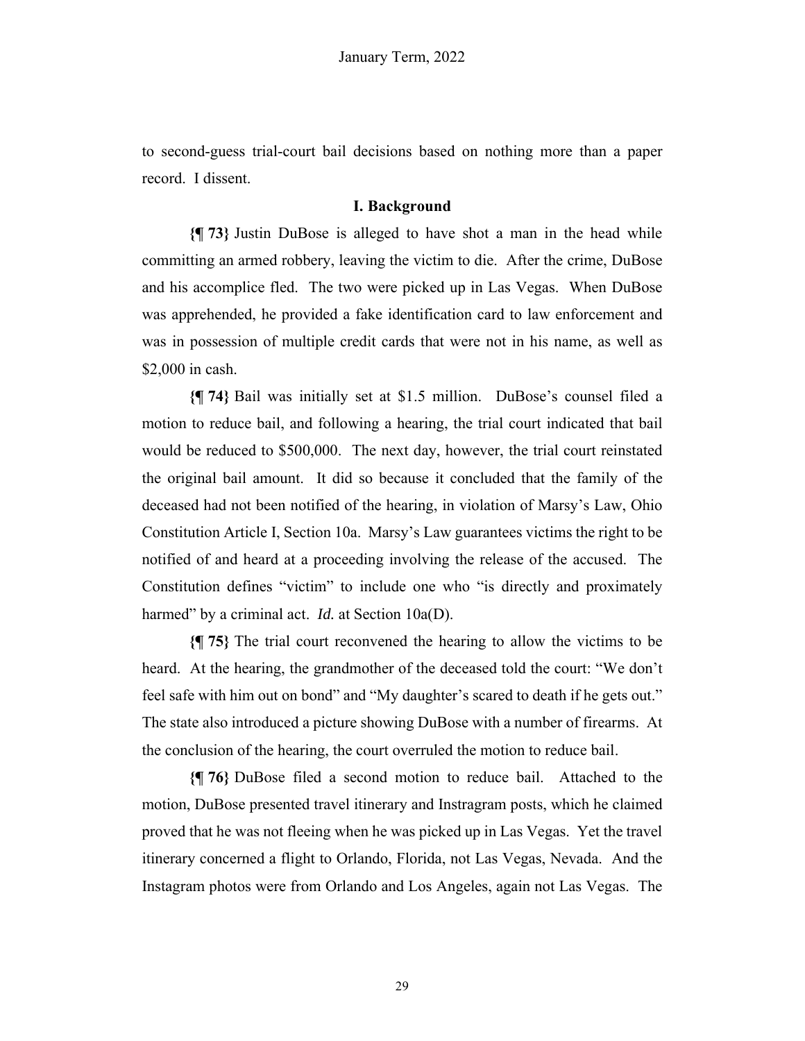to second-guess trial-court bail decisions based on nothing more than a paper record. I dissent.

## I. Background

**{¶ 73}** Justin DuBose is alleged to have shot a man in the head while committing an armed robbery, leaving the victim to die. After the crime, DuBose and his accomplice fled. The two were picked up in Las Vegas. When DuBose was apprehended, he provided a fake identification card to law enforcement and was in possession of multiple credit cards that were not in his name, as well as $2,000 in cash.

**{¶ 74}** Bail was initially set at $1.5 million. DuBose's counsel filed a motion to reduce bail, and following a hearing, the trial court indicated that bail would be reduced to $500,000. The next day, however, the trial court reinstated the original bail amount. It did so because it concluded that the family of the deceased had not been notified of the hearing, in violation of Marsy's Law, Ohio Constitution Article I, Section 10a. Marsy's Law guarantees victims the right to be notified of and heard at a proceeding involving the release of the accused. The Constitution defines "victim" to include one who "is directly and proximately harmed" by a criminal act. *Id.* at Section 10a(D).

**{¶ 75}** The trial court reconvened the hearing to allow the victims to be heard. At the hearing, the grandmother of the deceased told the court: "We don't feel safe with him out on bond" and "My daughter's scared to death if he gets out." The state also introduced a picture showing DuBose with a number of firearms. At the conclusion of the hearing, the court overruled the motion to reduce bail.

**{¶ 76}** DuBose filed a second motion to reduce bail. Attached to the motion, DuBose presented travel itinerary and Instragram posts, which he claimed proved that he was not fleeing when he was picked up in Las Vegas. Yet the travel itinerary concerned a flight to Orlando, Florida, not Las Vegas, Nevada. And the Instagram photos were from Orlando and Los Angeles, again not Las Vegas. The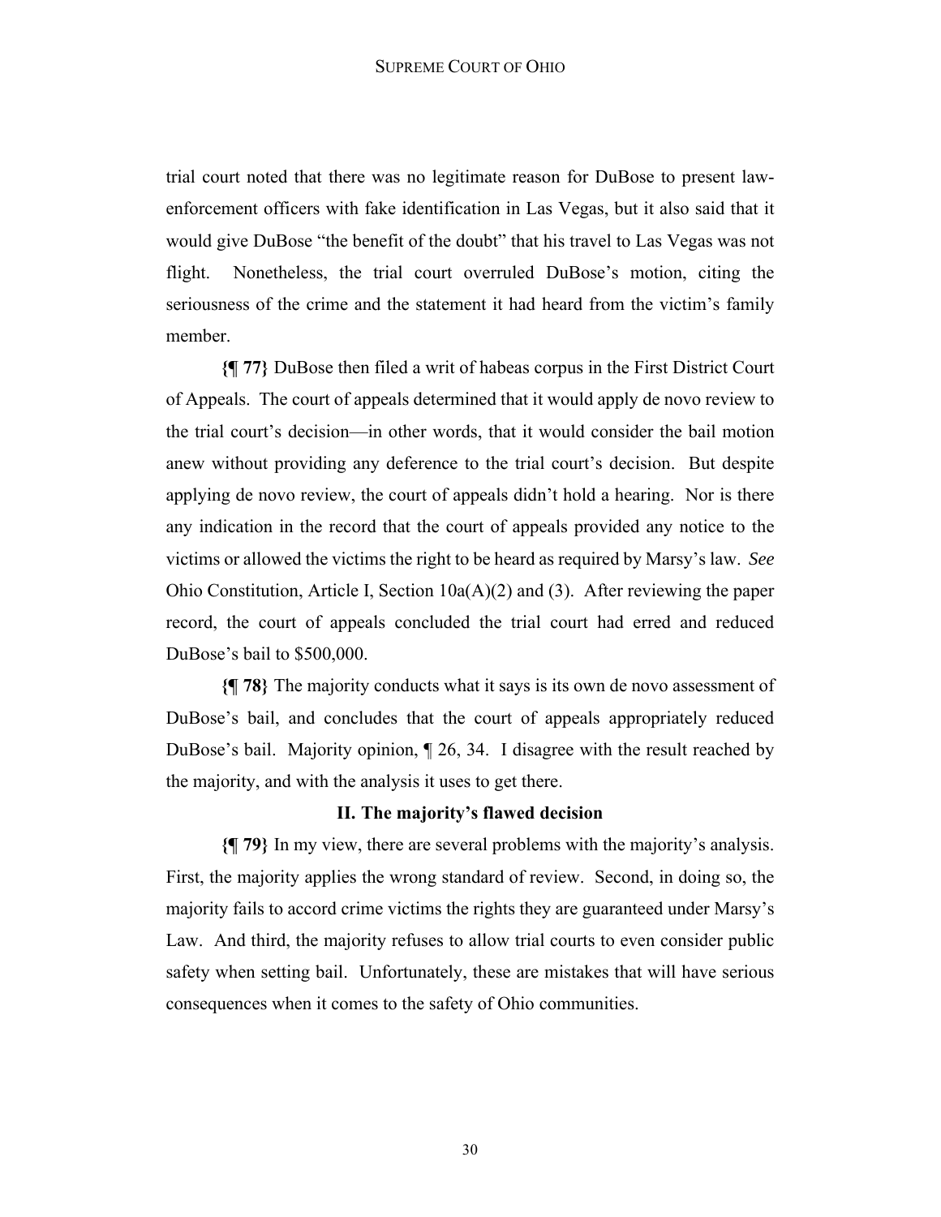trial court noted that there was no legitimate reason for DuBose to present law-enforcement officers with fake identification in Las Vegas, but it also said that it would give DuBose "the benefit of the doubt" that his travel to Las Vegas was not flight. Nonetheless, the trial court overruled DuBose's motion, citing the seriousness of the crime and the statement it had heard from the victim's family member.

**{¶ 77}** DuBose then filed a writ of habeas corpus in the First District Court of Appeals. The court of appeals determined that it would apply de novo review to the trial court's decision—in other words, that it would consider the bail motion anew without providing any deference to the trial court's decision. But despite applying de novo review, the court of appeals didn't hold a hearing. Nor is there any indication in the record that the court of appeals provided any notice to the victims or allowed the victims the right to be heard as required by Marsy's law. *See* Ohio Constitution, Article I, Section 10a(A)(2) and (3). After reviewing the paper record, the court of appeals concluded the trial court had erred and reduced DuBose's bail to $500,000.

**{¶ 78}** The majority conducts what it says is its own de novo assessment of DuBose's bail, and concludes that the court of appeals appropriately reduced DuBose's bail. Majority opinion, ¶ 26, 34. I disagree with the result reached by the majority, and with the analysis it uses to get there.

### II. The majority's flawed decision

**{¶ 79}** In my view, there are several problems with the majority's analysis. First, the majority applies the wrong standard of review. Second, in doing so, the majority fails to accord crime victims the rights they are guaranteed under Marsy's Law. And third, the majority refuses to allow trial courts to even consider public safety when setting bail. Unfortunately, these are mistakes that will have serious consequences when it comes to the safety of Ohio communities.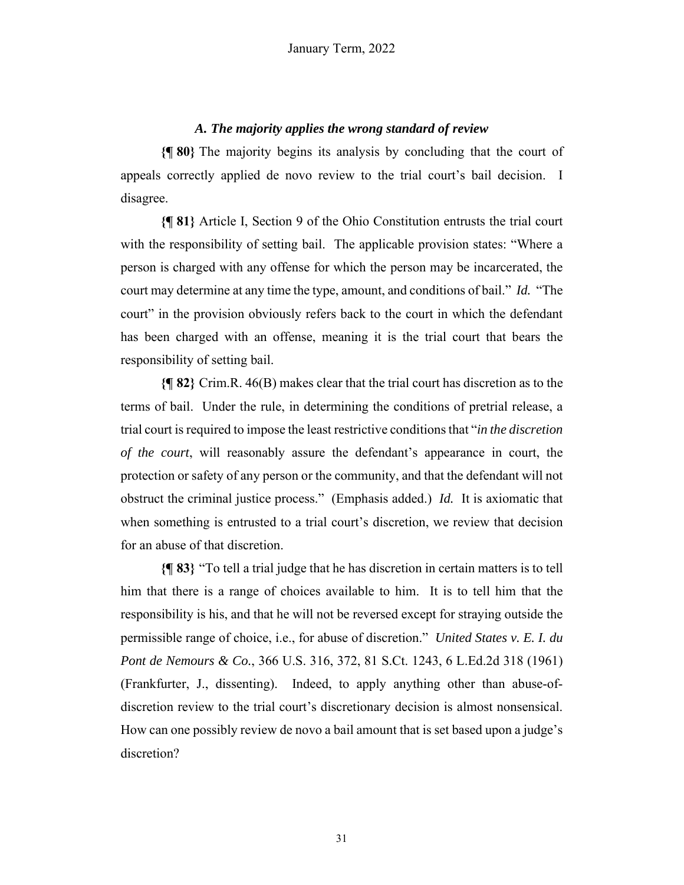### *A. The majority applies the wrong standard of review*

**{¶ 80}** The majority begins its analysis by concluding that the court of appeals correctly applied de novo review to the trial court's bail decision. I disagree.

**{¶ 81}** Article I, Section 9 of the Ohio Constitution entrusts the trial court with the responsibility of setting bail. The applicable provision states: "Where a person is charged with any offense for which the person may be incarcerated, the court may determine at any time the type, amount, and conditions of bail." *Id.* "The court" in the provision obviously refers back to the court in which the defendant has been charged with an offense, meaning it is the trial court that bears the responsibility of setting bail.

**{¶ 82}** Crim.R. 46(B) makes clear that the trial court has discretion as to the terms of bail. Under the rule, in determining the conditions of pretrial release, a trial court is required to impose the least restrictive conditions that "*in the discretion of the court*, will reasonably assure the defendant's appearance in court, the protection or safety of any person or the community, and that the defendant will not obstruct the criminal justice process." (Emphasis added.) *Id.* It is axiomatic that when something is entrusted to a trial court's discretion, we review that decision for an abuse of that discretion.

**{¶ 83}** "To tell a trial judge that he has discretion in certain matters is to tell him that there is a range of choices available to him. It is to tell him that the responsibility is his, and that he will not be reversed except for straying outside the permissible range of choice, i.e., for abuse of discretion." *United States v. E. I. du Pont de Nemours & Co.*, 366 U.S. 316, 372, 81 S.Ct. 1243, 6 L.Ed.2d 318 (1961) (Frankfurter, J., dissenting). Indeed, to apply anything other than abuse-of-discretion review to the trial court's discretionary decision is almost nonsensical. How can one possibly review de novo a bail amount that is set based upon a judge's discretion?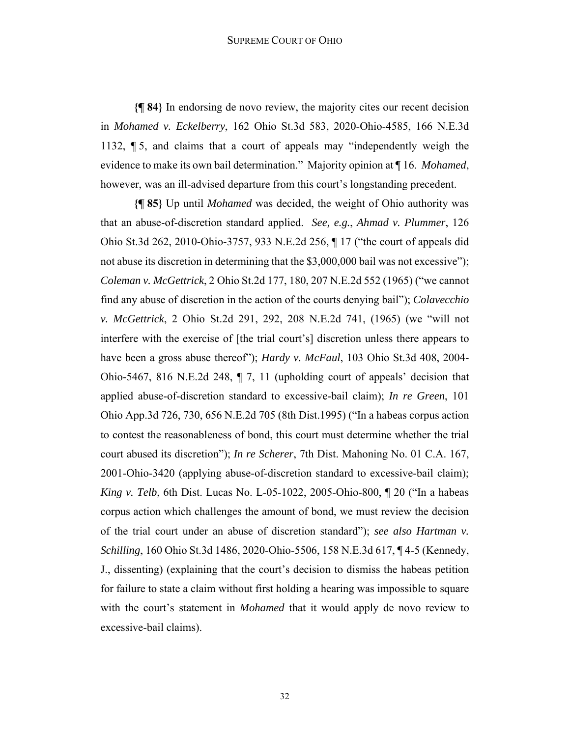**{¶ 84}** In endorsing de novo review, the majority cites our recent decision in *Mohamed v. Eckelberry*, 162 Ohio St.3d 583, 2020-Ohio-4585, 166 N.E.3d 1132, ¶ 5, and claims that a court of appeals may "independently weigh the evidence to make its own bail determination." Majority opinion at ¶ 16. *Mohamed*, however, was an ill-advised departure from this court's longstanding precedent.

**{¶ 85}** Up until *Mohamed* was decided, the weight of Ohio authority was that an abuse-of-discretion standard applied. *See, e.g.*, *Ahmad v. Plummer*, 126 Ohio St.3d 262, 2010-Ohio-3757, 933 N.E.2d 256, ¶ 17 ("the court of appeals did not abuse its discretion in determining that the $3,000,000 bail was not excessive"); *Coleman v. McGettrick*, 2 Ohio St.2d 177, 180, 207 N.E.2d 552 (1965) ("we cannot find any abuse of discretion in the action of the courts denying bail"); *Colavecchio v. McGettrick*, 2 Ohio St.2d 291, 292, 208 N.E.2d 741, (1965) (we "will not interfere with the exercise of [the trial court's] discretion unless there appears to have been a gross abuse thereof"); *Hardy v. McFaul*, 103 Ohio St.3d 408, 2004-Ohio-5467, 816 N.E.2d 248, ¶ 7, 11 (upholding court of appeals' decision that applied abuse-of-discretion standard to excessive-bail claim); *In re Green*, 101 Ohio App.3d 726, 730, 656 N.E.2d 705 (8th Dist.1995) ("In a habeas corpus action to contest the reasonableness of bond, this court must determine whether the trial court abused its discretion"); *In re Scherer*, 7th Dist. Mahoning No. 01 C.A. 167, 2001-Ohio-3420 (applying abuse-of-discretion standard to excessive-bail claim); *King v. Telb*, 6th Dist. Lucas No. L-05-1022, 2005-Ohio-800, ¶ 20 ("In a habeas corpus action which challenges the amount of bond, we must review the decision of the trial court under an abuse of discretion standard"); *see also Hartman v. Schilling*, 160 Ohio St.3d 1486, 2020-Ohio-5506, 158 N.E.3d 617, ¶ 4-5 (Kennedy, J., dissenting) (explaining that the court's decision to dismiss the habeas petition for failure to state a claim without first holding a hearing was impossible to square with the court's statement in *Mohamed* that it would apply de novo review to excessive-bail claims).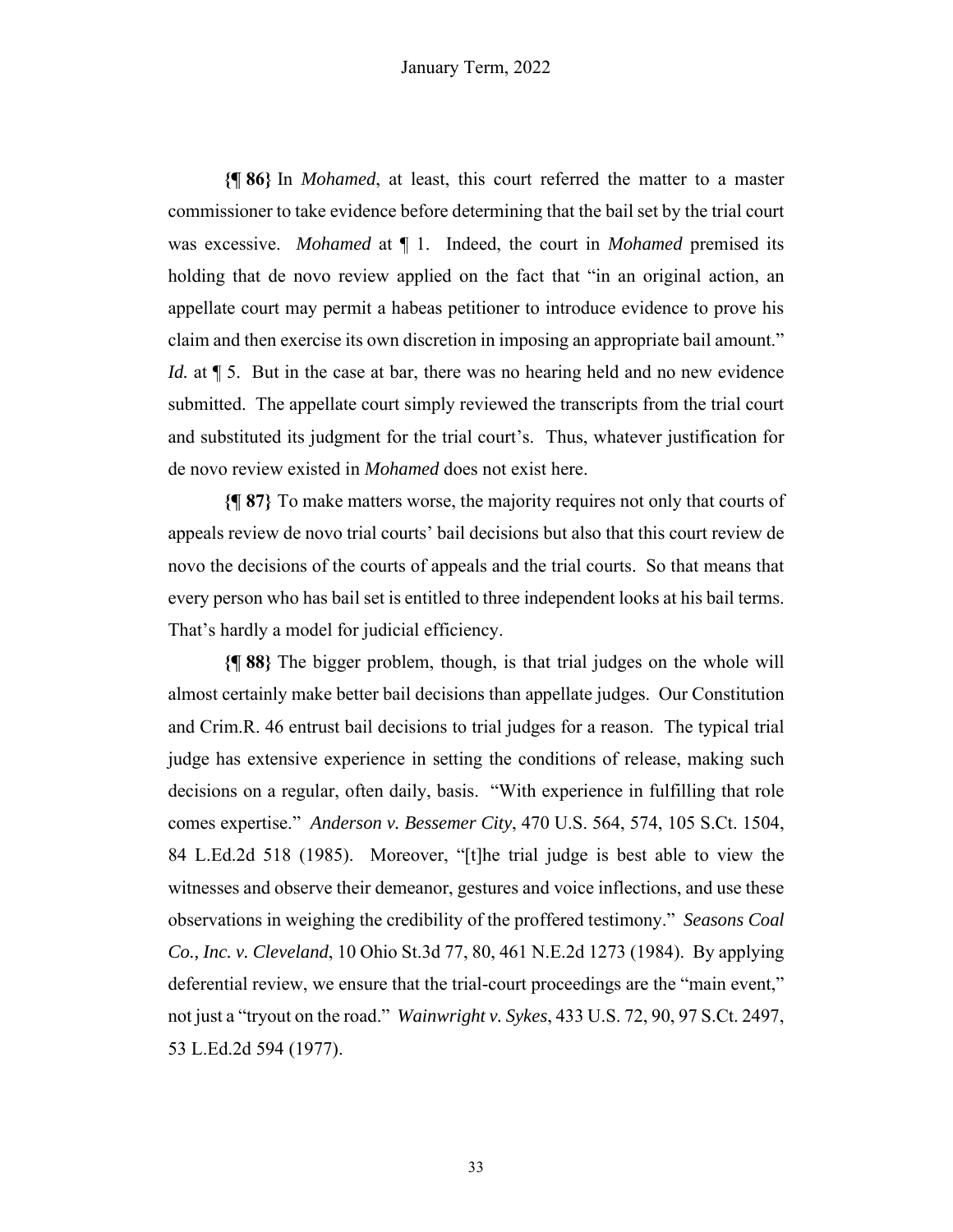**{¶ 86}** In *Mohamed*, at least, this court referred the matter to a master commissioner to take evidence before determining that the bail set by the trial court was excessive. *Mohamed* at ¶ 1. Indeed, the court in *Mohamed* premised its holding that de novo review applied on the fact that "in an original action, an appellate court may permit a habeas petitioner to introduce evidence to prove his claim and then exercise its own discretion in imposing an appropriate bail amount." *Id.* at ¶ 5. But in the case at bar, there was no hearing held and no new evidence submitted. The appellate court simply reviewed the transcripts from the trial court and substituted its judgment for the trial court's. Thus, whatever justification for de novo review existed in *Mohamed* does not exist here.

**{¶ 87}** To make matters worse, the majority requires not only that courts of appeals review de novo trial courts' bail decisions but also that this court review de novo the decisions of the courts of appeals and the trial courts. So that means that every person who has bail set is entitled to three independent looks at his bail terms. That's hardly a model for judicial efficiency.

**{¶ 88}** The bigger problem, though, is that trial judges on the whole will almost certainly make better bail decisions than appellate judges. Our Constitution and Crim.R. 46 entrust bail decisions to trial judges for a reason. The typical trial judge has extensive experience in setting the conditions of release, making such decisions on a regular, often daily, basis. "With experience in fulfilling that role comes expertise." *Anderson v. Bessemer City*, 470 U.S. 564, 574, 105 S.Ct. 1504, 84 L.Ed.2d 518 (1985). Moreover, "[t]he trial judge is best able to view the witnesses and observe their demeanor, gestures and voice inflections, and use these observations in weighing the credibility of the proffered testimony." *Seasons Coal Co., Inc. v. Cleveland*, 10 Ohio St.3d 77, 80, 461 N.E.2d 1273 (1984). By applying deferential review, we ensure that the trial-court proceedings are the "main event," not just a "tryout on the road." *Wainwright v. Sykes*, 433 U.S. 72, 90, 97 S.Ct. 2497, 53 L.Ed.2d 594 (1977).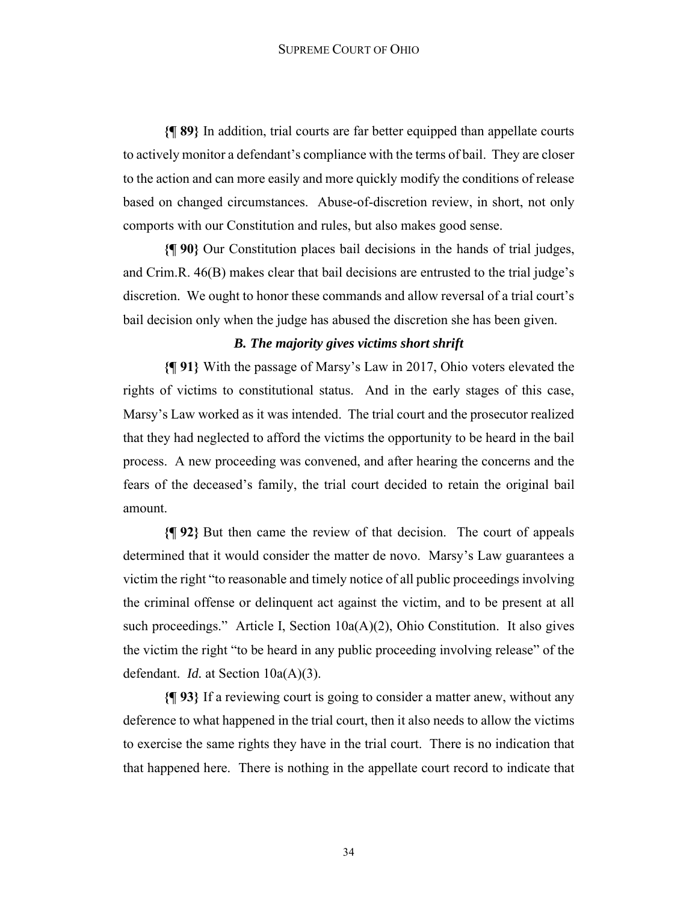**{¶ 89}** In addition, trial courts are far better equipped than appellate courts to actively monitor a defendant's compliance with the terms of bail. They are closer to the action and can more easily and more quickly modify the conditions of release based on changed circumstances. Abuse-of-discretion review, in short, not only comports with our Constitution and rules, but also makes good sense.

**{¶ 90}** Our Constitution places bail decisions in the hands of trial judges, and Crim.R. 46(B) makes clear that bail decisions are entrusted to the trial judge's discretion. We ought to honor these commands and allow reversal of a trial court's bail decision only when the judge has abused the discretion she has been given.

### *B. The majority gives victims short shrift*

**{¶ 91}** With the passage of Marsy's Law in 2017, Ohio voters elevated the rights of victims to constitutional status. And in the early stages of this case, Marsy's Law worked as it was intended. The trial court and the prosecutor realized that they had neglected to afford the victims the opportunity to be heard in the bail process. A new proceeding was convened, and after hearing the concerns and the fears of the deceased's family, the trial court decided to retain the original bail amount.

**{¶ 92}** But then came the review of that decision. The court of appeals determined that it would consider the matter de novo. Marsy's Law guarantees a victim the right "to reasonable and timely notice of all public proceedings involving the criminal offense or delinquent act against the victim, and to be present at all such proceedings." Article I, Section 10a(A)(2), Ohio Constitution. It also gives the victim the right "to be heard in any public proceeding involving release" of the defendant. *Id.* at Section 10a(A)(3).

**{¶ 93}** If a reviewing court is going to consider a matter anew, without any deference to what happened in the trial court, then it also needs to allow the victims to exercise the same rights they have in the trial court. There is no indication that that happened here. There is nothing in the appellate court record to indicate that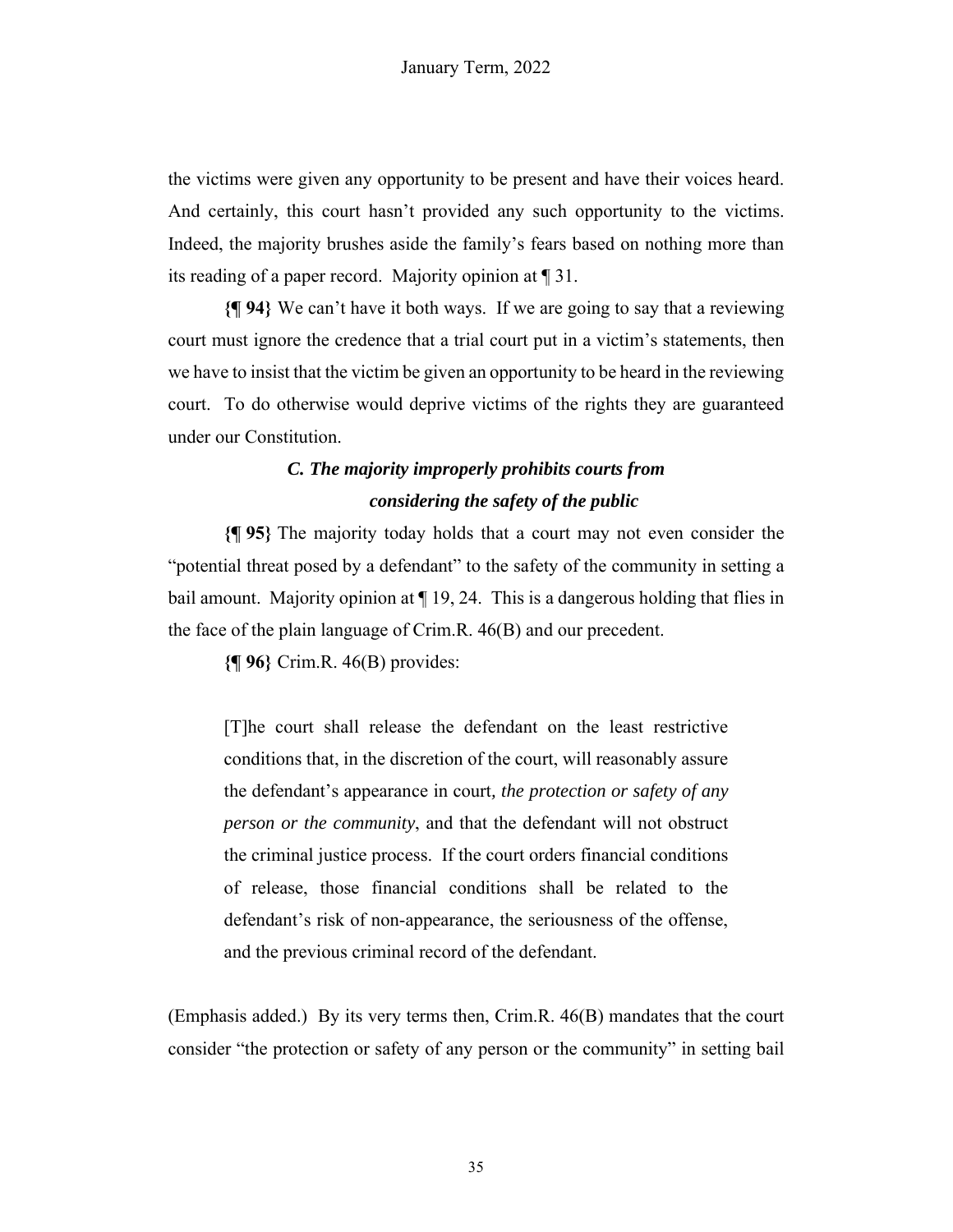the victims were given any opportunity to be present and have their voices heard. And certainly, this court hasn't provided any such opportunity to the victims. Indeed, the majority brushes aside the family's fears based on nothing more than its reading of a paper record. Majority opinion at ¶ 31.

**{¶ 94}** We can't have it both ways. If we are going to say that a reviewing court must ignore the credence that a trial court put in a victim's statements, then we have to insist that the victim be given an opportunity to be heard in the reviewing court. To do otherwise would deprive victims of the rights they are guaranteed under our Constitution.

### *C. The majority improperly prohibits courts from considering the safety of the public*

**{¶ 95}** The majority today holds that a court may not even consider the "potential threat posed by a defendant" to the safety of the community in setting a bail amount. Majority opinion at ¶ 19, 24. This is a dangerous holding that flies in the face of the plain language of Crim.R. 46(B) and our precedent.

**{¶ 96}** Crim.R. 46(B) provides:

> [T]he court shall release the defendant on the least restrictive conditions that, in the discretion of the court, will reasonably assure the defendant's appearance in court, *the protection or safety of any person or the community*, and that the defendant will not obstruct the criminal justice process. If the court orders financial conditions of release, those financial conditions shall be related to the defendant's risk of non-appearance, the seriousness of the offense, and the previous criminal record of the defendant.

(Emphasis added.) By its very terms then, Crim.R. 46(B) mandates that the court consider "the protection or safety of any person or the community" in setting bail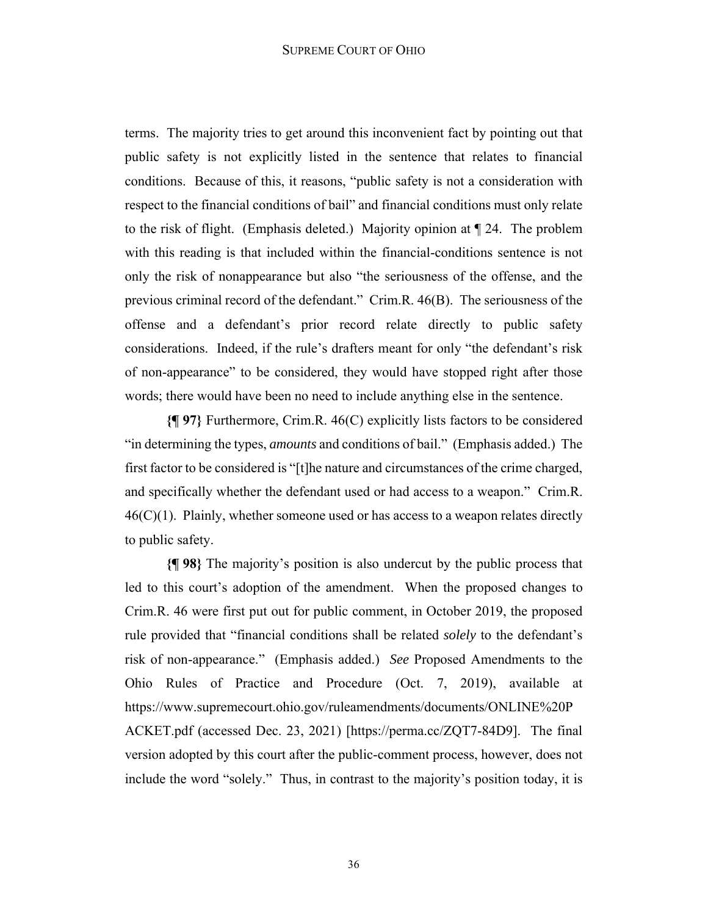terms. The majority tries to get around this inconvenient fact by pointing out that public safety is not explicitly listed in the sentence that relates to financial conditions. Because of this, it reasons, "public safety is not a consideration with respect to the financial conditions of bail" and financial conditions must only relate to the risk of flight. (Emphasis deleted.) Majority opinion at ¶ 24. The problem with this reading is that included within the financial-conditions sentence is not only the risk of nonappearance but also "the seriousness of the offense, and the previous criminal record of the defendant." Crim.R. 46(B). The seriousness of the offense and a defendant's prior record relate directly to public safety considerations. Indeed, if the rule's drafters meant for only "the defendant's risk of non-appearance" to be considered, they would have stopped right after those words; there would have been no need to include anything else in the sentence.

**{¶ 97}** Furthermore, Crim.R. 46(C) explicitly lists factors to be considered "in determining the types, *amounts* and conditions of bail." (Emphasis added.) The first factor to be considered is "[t]he nature and circumstances of the crime charged, and specifically whether the defendant used or had access to a weapon." Crim.R. 46(C)(1). Plainly, whether someone used or has access to a weapon relates directly to public safety.

**{¶ 98}** The majority's position is also undercut by the public process that led to this court's adoption of the amendment. When the proposed changes to Crim.R. 46 were first put out for public comment, in October 2019, the proposed rule provided that "financial conditions shall be related *solely* to the defendant's risk of non-appearance." (Emphasis added.) *See* Proposed Amendments to the Ohio Rules of Practice and Procedure (Oct. 7, 2019), available at https://www.supremecourt.ohio.gov/ruleamendments/documents/ONLINE%20PACKET.pdf (accessed Dec. 23, 2021) [https://perma.cc/ZQT7-84D9]. The final version adopted by this court after the public-comment process, however, does not include the word "solely." Thus, in contrast to the majority's position today, it is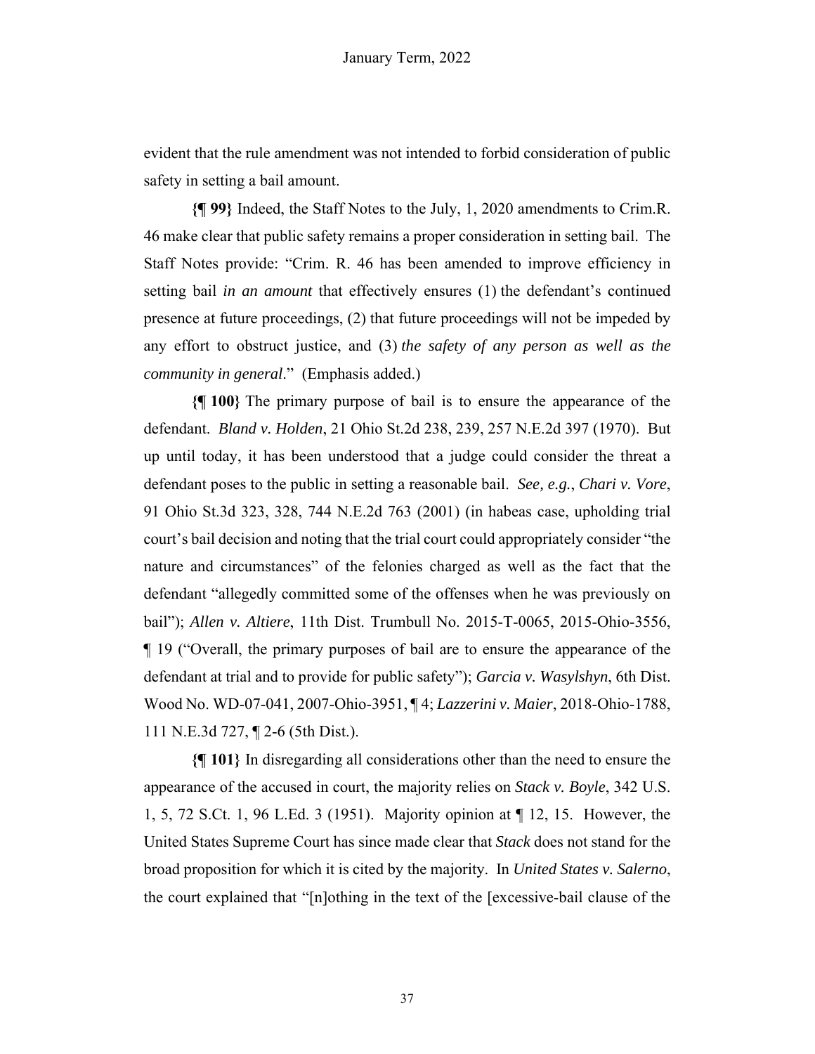evident that the rule amendment was not intended to forbid consideration of public safety in setting a bail amount.

**{¶ 99}** Indeed, the Staff Notes to the July, 1, 2020 amendments to Crim.R. 46 make clear that public safety remains a proper consideration in setting bail. The Staff Notes provide: "Crim. R. 46 has been amended to improve efficiency in setting bail *in an amount* that effectively ensures (1) the defendant's continued presence at future proceedings, (2) that future proceedings will not be impeded by any effort to obstruct justice, and (3) *the safety of any person as well as the community in general*." (Emphasis added.)

**{¶ 100}** The primary purpose of bail is to ensure the appearance of the defendant. *Bland v. Holden*, 21 Ohio St.2d 238, 239, 257 N.E.2d 397 (1970). But up until today, it has been understood that a judge could consider the threat a defendant poses to the public in setting a reasonable bail. *See, e.g.*, *Chari v. Vore*, 91 Ohio St.3d 323, 328, 744 N.E.2d 763 (2001) (in habeas case, upholding trial court's bail decision and noting that the trial court could appropriately consider "the nature and circumstances" of the felonies charged as well as the fact that the defendant "allegedly committed some of the offenses when he was previously on bail"); *Allen v. Altiere*, 11th Dist. Trumbull No. 2015-T-0065, 2015-Ohio-3556, ¶ 19 ("Overall, the primary purposes of bail are to ensure the appearance of the defendant at trial and to provide for public safety"); *Garcia v. Wasylshyn*, 6th Dist. Wood No. WD-07-041, 2007-Ohio-3951, ¶ 4; *Lazzerini v. Maier*, 2018-Ohio-1788, 111 N.E.3d 727, ¶ 2-6 (5th Dist.).

**{¶ 101}** In disregarding all considerations other than the need to ensure the appearance of the accused in court, the majority relies on *Stack v. Boyle*, 342 U.S. 1, 5, 72 S.Ct. 1, 96 L.Ed. 3 (1951). Majority opinion at ¶ 12, 15. However, the United States Supreme Court has since made clear that *Stack* does not stand for the broad proposition for which it is cited by the majority. In *United States v. Salerno*, the court explained that "[n]othing in the text of the [excessive-bail clause of the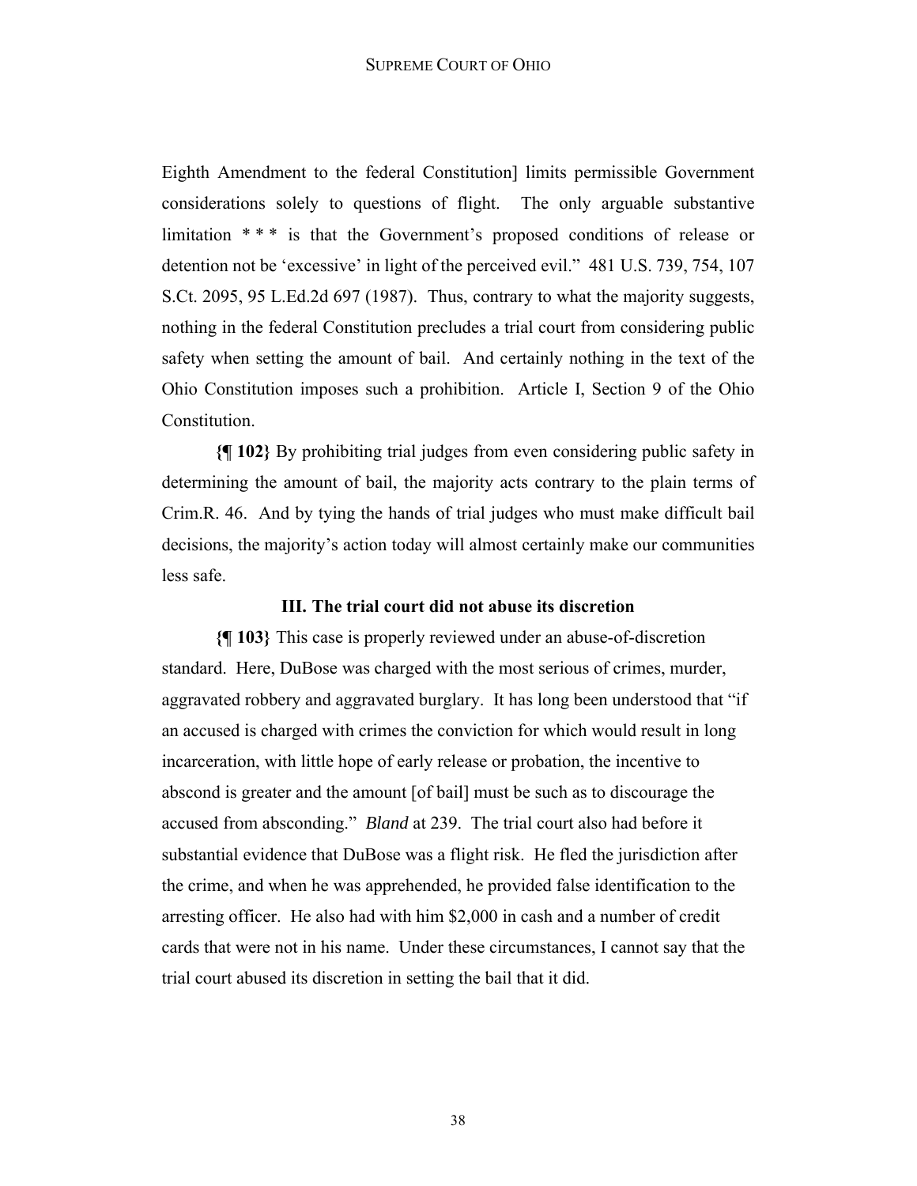Eighth Amendment to the federal Constitution] limits permissible Government considerations solely to questions of flight. The only arguable substantive limitation * * * is that the Government's proposed conditions of release or detention not be 'excessive' in light of the perceived evil." 481 U.S. 739, 754, 107 S.Ct. 2095, 95 L.Ed.2d 697 (1987). Thus, contrary to what the majority suggests, nothing in the federal Constitution precludes a trial court from considering public safety when setting the amount of bail. And certainly nothing in the text of the Ohio Constitution imposes such a prohibition. Article I, Section 9 of the Ohio Constitution.

**{¶ 102}** By prohibiting trial judges from even considering public safety in determining the amount of bail, the majority acts contrary to the plain terms of Crim.R. 46. And by tying the hands of trial judges who must make difficult bail decisions, the majority's action today will almost certainly make our communities less safe.

### III. The trial court did not abuse its discretion

**{¶ 103}** This case is properly reviewed under an abuse-of-discretion standard. Here, DuBose was charged with the most serious of crimes, murder, aggravated robbery and aggravated burglary. It has long been understood that "if an accused is charged with crimes the conviction for which would result in long incarceration, with little hope of early release or probation, the incentive to abscond is greater and the amount [of bail] must be such as to discourage the accused from absconding." *Bland* at 239. The trial court also had before it substantial evidence that DuBose was a flight risk. He fled the jurisdiction after the crime, and when he was apprehended, he provided false identification to the arresting officer. He also had with him $2,000 in cash and a number of credit cards that were not in his name. Under these circumstances, I cannot say that the trial court abused its discretion in setting the bail that it did.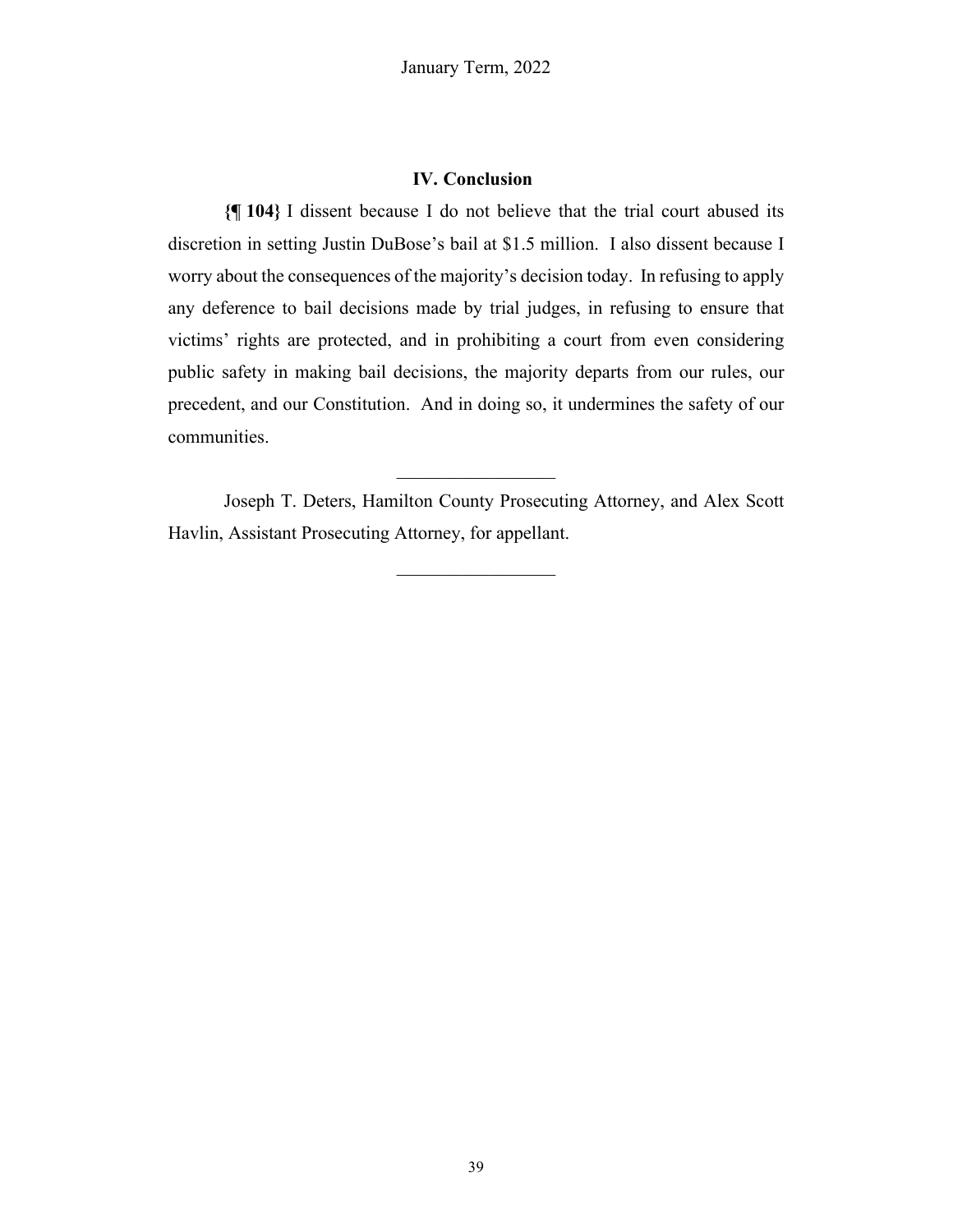## IV. Conclusion

**{¶ 104}** I dissent because I do not believe that the trial court abused its discretion in setting Justin DuBose's bail at $1.5 million. I also dissent because I worry about the consequences of the majority's decision today. In refusing to apply any deference to bail decisions made by trial judges, in refusing to ensure that victims' rights are protected, and in prohibiting a court from even considering public safety in making bail decisions, the majority departs from our rules, our precedent, and our Constitution. And in doing so, it undermines the safety of our communities.

---

Joseph T. Deters, Hamilton County Prosecuting Attorney, and Alex Scott Havlin, Assistant Prosecuting Attorney, for appellant.

---